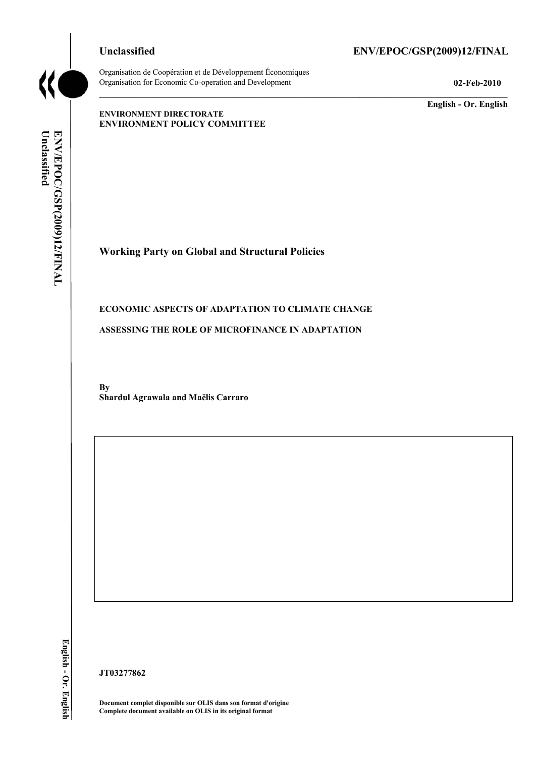**Unclassified** **ENV/EPOC/GSP(2009)12/FINAL**

Organisation de Coopération et de Développement Économiques
Organisation for Economic Co-operation and Development **02-Feb-2010**

**English - Or. English**

**ENVIRONMENT DIRECTORATE**
**ENVIRONMENT POLICY COMMITTEE**

## Working Party on Global and Structural Policies

**ECONOMIC ASPECTS OF ADAPTATION TO CLIMATE CHANGE**

**ASSESSING THE ROLE OF MICROFINANCE IN ADAPTATION**

**By**
**Shardul Agrawala and Maëlis Carraro**

**JT03277862**

**Document complet disponible sur OLIS dans son format d'origine**
**Complete document available on OLIS in its original format**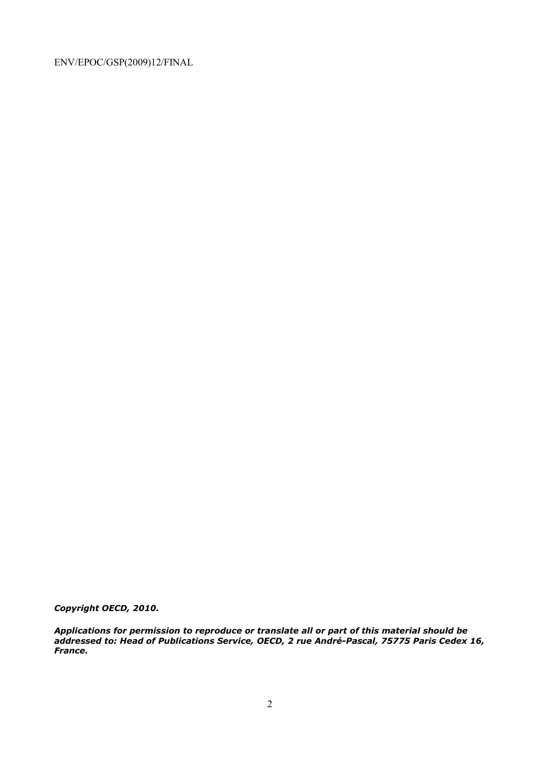***Copyright OECD, 2010.***

***Applications for permission to reproduce or translate all or part of this material should be addressed to: Head of Publications Service, OECD, 2 rue André-Pascal, 75775 Paris Cedex 16, France.***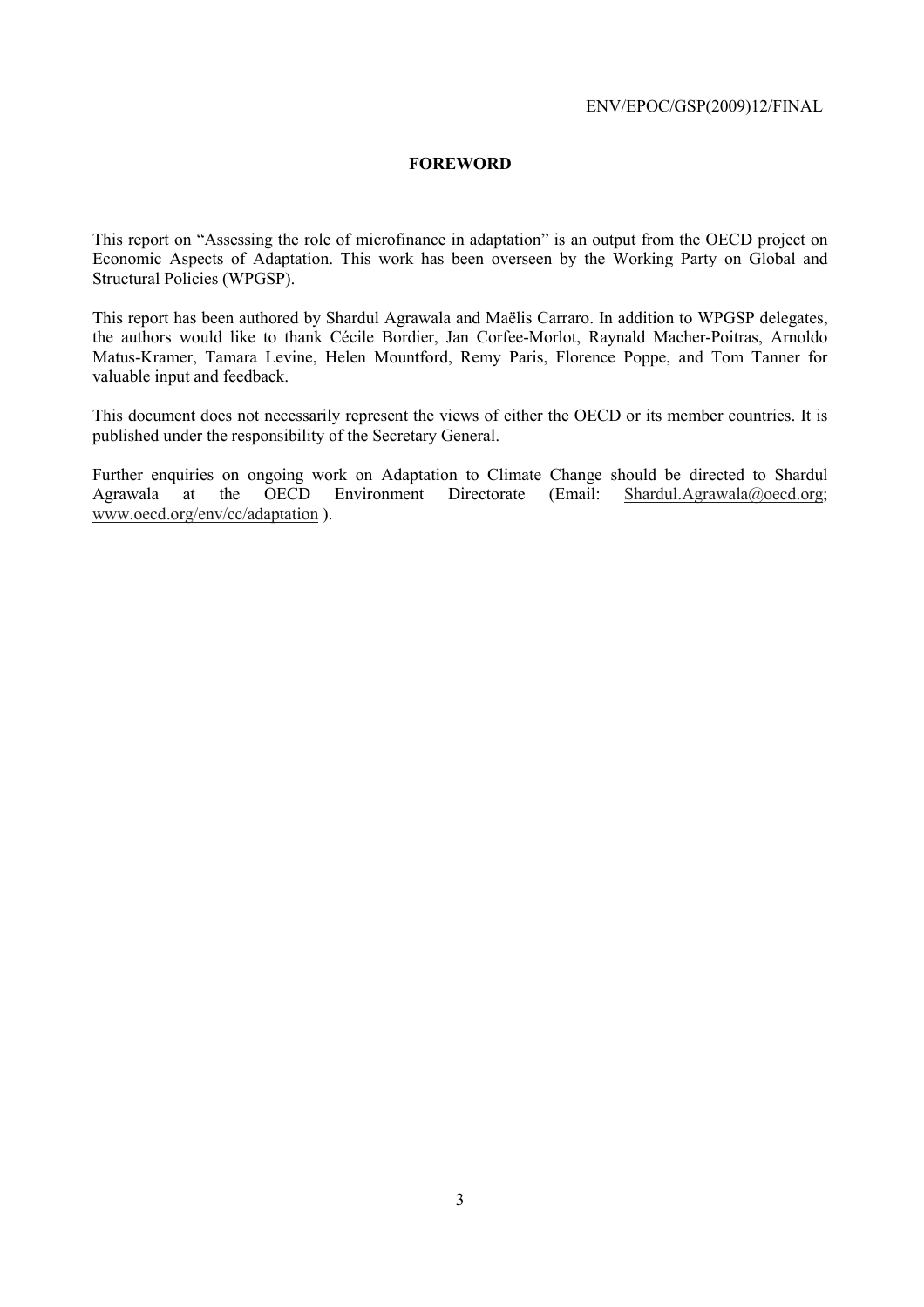# FOREWORD

This report on “Assessing the role of microfinance in adaptation” is an output from the OECD project on Economic Aspects of Adaptation. This work has been overseen by the Working Party on Global and Structural Policies (WPGSP).

This report has been authored by Shardul Agrawala and Maëlis Carraro. In addition to WPGSP delegates, the authors would like to thank Cécile Bordier, Jan Corfee-Morlot, Raynald Macher-Poitras, Arnoldo Matus-Kramer, Tamara Levine, Helen Mountford, Remy Paris, Florence Poppe, and Tom Tanner for valuable input and feedback.

This document does not necessarily represent the views of either the OECD or its member countries. It is published under the responsibility of the Secretary General.

Further enquiries on ongoing work on Adaptation to Climate Change should be directed to Shardul Agrawala at the OECD Environment Directorate (Email: Shardul.Agrawala@oecd.org; www.oecd.org/env/cc/adaptation ).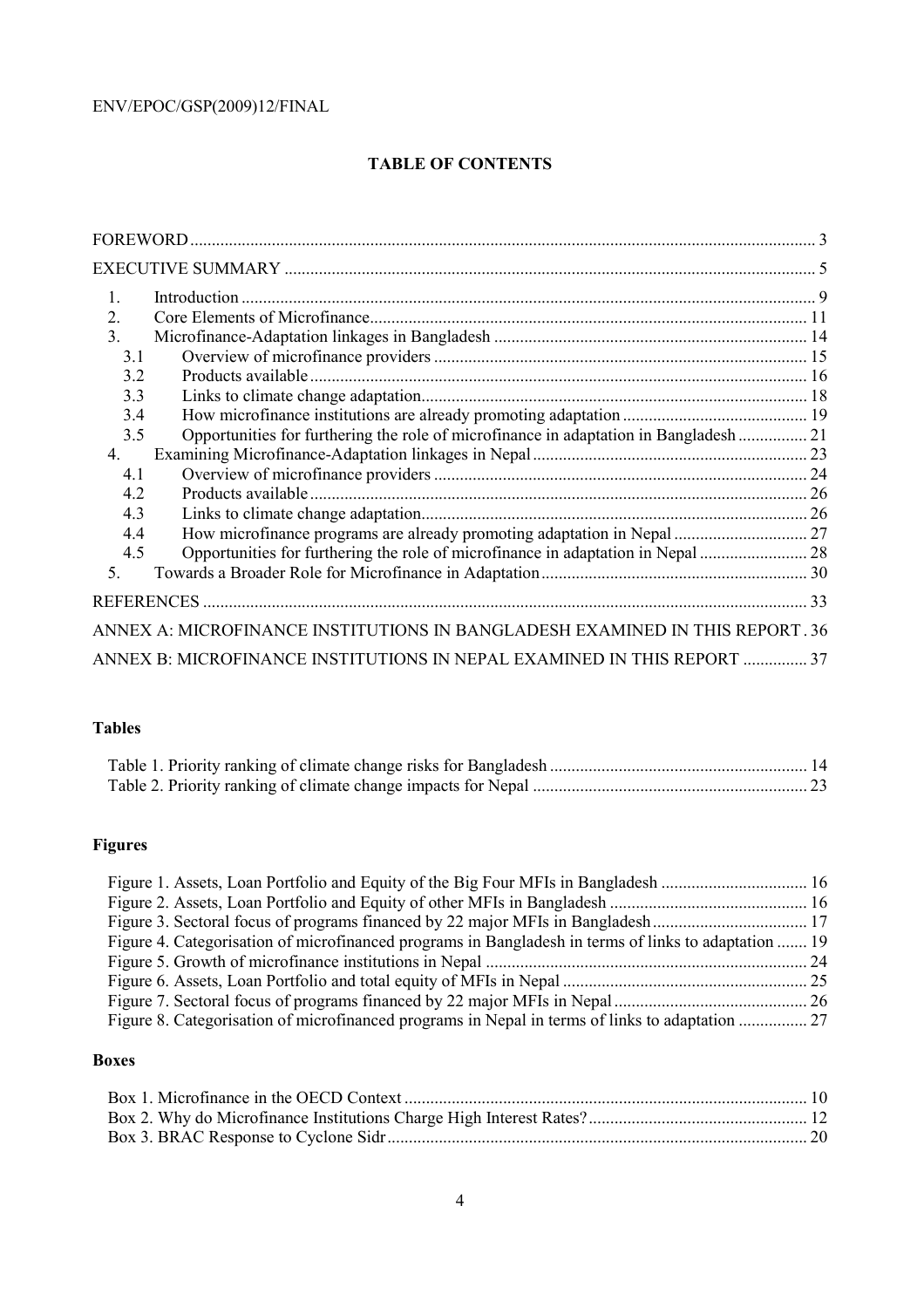# TABLE OF CONTENTS

FOREWORD ... 3

EXECUTIVE SUMMARY ... 5

1. Introduction ... 9
2. Core Elements of Microfinance ... 11
3. Microfinance-Adaptation linkages in Bangladesh ... 14
   - 3.1 Overview of microfinance providers ... 15
   - 3.2 Products available ... 16
   - 3.3 Links to climate change adaptation ... 18
   - 3.4 How microfinance institutions are already promoting adaptation ... 19
   - 3.5 Opportunities for furthering the role of microfinance in adaptation in Bangladesh ... 21
4. Examining Microfinance-Adaptation linkages in Nepal ... 23
   - 4.1 Overview of microfinance providers ... 24
   - 4.2 Products available ... 26
   - 4.3 Links to climate change adaptation ... 26
   - 4.4 How microfinance programs are already promoting adaptation in Nepal ... 27
   - 4.5 Opportunities for furthering the role of microfinance in adaptation in Nepal ... 28
5. Towards a Broader Role for Microfinance in Adaptation ... 30

REFERENCES ... 33

ANNEX A: MICROFINANCE INSTITUTIONS IN BANGLADESH EXAMINED IN THIS REPORT . 36

ANNEX B: MICROFINANCE INSTITUTIONS IN NEPAL EXAMINED IN THIS REPORT ... 37

**Tables**

Table 1. Priority ranking of climate change risks for Bangladesh ... 14
Table 2. Priority ranking of climate change impacts for Nepal ... 23

**Figures**

Figure 1. Assets, Loan Portfolio and Equity of the Big Four MFIs in Bangladesh ... 16
Figure 2. Assets, Loan Portfolio and Equity of other MFIs in Bangladesh ... 16
Figure 3. Sectoral focus of programs financed by 22 major MFIs in Bangladesh ... 17
Figure 4. Categorisation of microfinanced programs in Bangladesh in terms of links to adaptation ... 19
Figure 5. Growth of microfinance institutions in Nepal ... 24
Figure 6. Assets, Loan Portfolio and total equity of MFIs in Nepal ... 25
Figure 7. Sectoral focus of programs financed by 22 major MFIs in Nepal ... 26
Figure 8. Categorisation of microfinanced programs in Nepal in terms of links to adaptation ... 27

**Boxes**

Box 1. Microfinance in the OECD Context ... 10
Box 2. Why do Microfinance Institutions Charge High Interest Rates? ... 12
Box 3. BRAC Response to Cyclone Sidr ... 20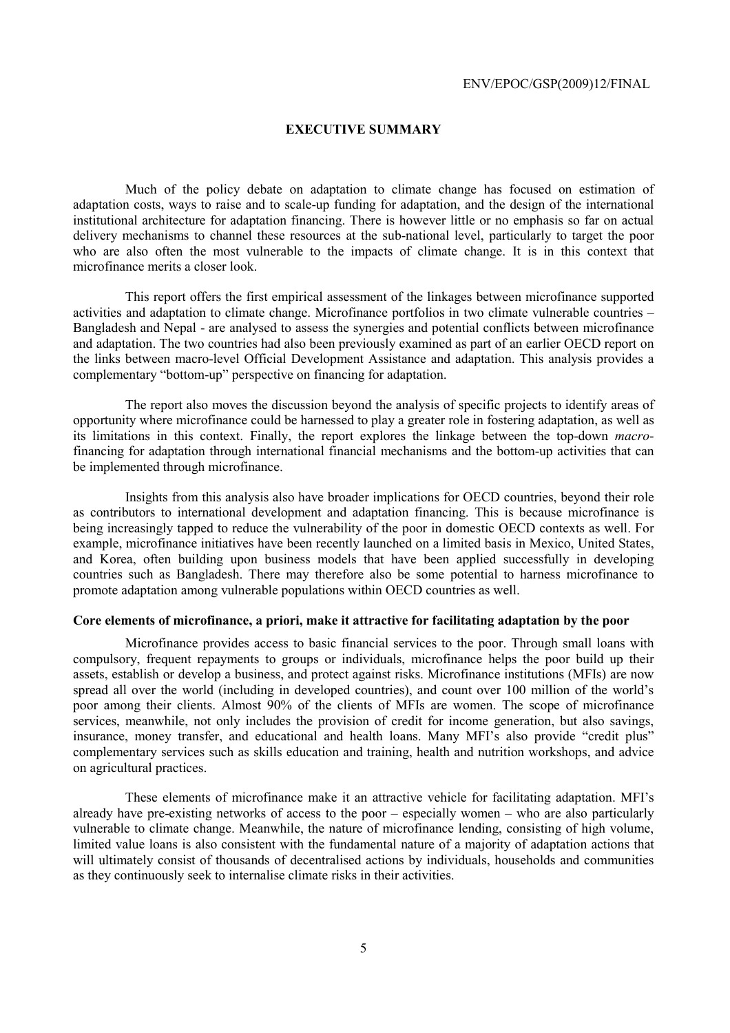## EXECUTIVE SUMMARY

Much of the policy debate on adaptation to climate change has focused on estimation of adaptation costs, ways to raise and to scale-up funding for adaptation, and the design of the international institutional architecture for adaptation financing. There is however little or no emphasis so far on actual delivery mechanisms to channel these resources at the sub-national level, particularly to target the poor who are also often the most vulnerable to the impacts of climate change. It is in this context that microfinance merits a closer look.

This report offers the first empirical assessment of the linkages between microfinance supported activities and adaptation to climate change. Microfinance portfolios in two climate vulnerable countries – Bangladesh and Nepal - are analysed to assess the synergies and potential conflicts between microfinance and adaptation. The two countries had also been previously examined as part of an earlier OECD report on the links between macro-level Official Development Assistance and adaptation. This analysis provides a complementary "bottom-up" perspective on financing for adaptation.

The report also moves the discussion beyond the analysis of specific projects to identify areas of opportunity where microfinance could be harnessed to play a greater role in fostering adaptation, as well as its limitations in this context. Finally, the report explores the linkage between the top-down *macro*-financing for adaptation through international financial mechanisms and the bottom-up activities that can be implemented through microfinance.

Insights from this analysis also have broader implications for OECD countries, beyond their role as contributors to international development and adaptation financing. This is because microfinance is being increasingly tapped to reduce the vulnerability of the poor in domestic OECD contexts as well. For example, microfinance initiatives have been recently launched on a limited basis in Mexico, United States, and Korea, often building upon business models that have been applied successfully in developing countries such as Bangladesh. There may therefore also be some potential to harness microfinance to promote adaptation among vulnerable populations within OECD countries as well.

### Core elements of microfinance, a priori, make it attractive for facilitating adaptation by the poor

Microfinance provides access to basic financial services to the poor. Through small loans with compulsory, frequent repayments to groups or individuals, microfinance helps the poor build up their assets, establish or develop a business, and protect against risks. Microfinance institutions (MFIs) are now spread all over the world (including in developed countries), and count over 100 million of the world's poor among their clients. Almost 90% of the clients of MFIs are women. The scope of microfinance services, meanwhile, not only includes the provision of credit for income generation, but also savings, insurance, money transfer, and educational and health loans. Many MFI's also provide "credit plus" complementary services such as skills education and training, health and nutrition workshops, and advice on agricultural practices.

These elements of microfinance make it an attractive vehicle for facilitating adaptation. MFI's already have pre-existing networks of access to the poor – especially women – who are also particularly vulnerable to climate change. Meanwhile, the nature of microfinance lending, consisting of high volume, limited value loans is also consistent with the fundamental nature of a majority of adaptation actions that will ultimately consist of thousands of decentralised actions by individuals, households and communities as they continuously seek to internalise climate risks in their activities.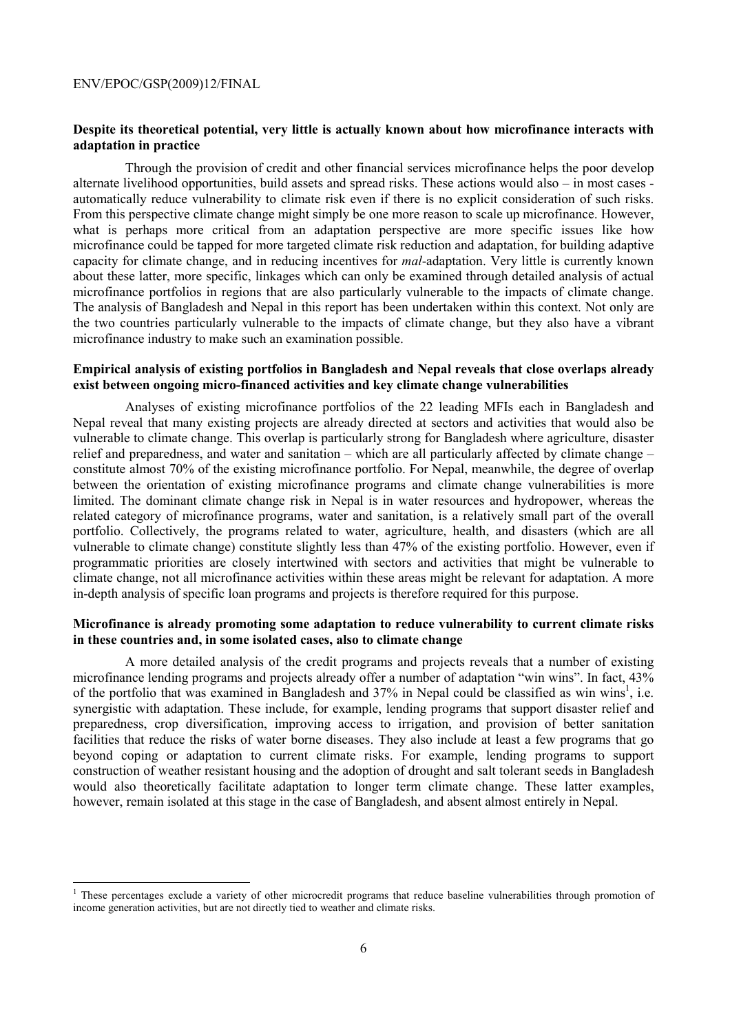**Despite its theoretical potential, very little is actually known about how microfinance interacts with adaptation in practice**

Through the provision of credit and other financial services microfinance helps the poor develop alternate livelihood opportunities, build assets and spread risks. These actions would also – in most cases - automatically reduce vulnerability to climate risk even if there is no explicit consideration of such risks. From this perspective climate change might simply be one more reason to scale up microfinance. However, what is perhaps more critical from an adaptation perspective are more specific issues like how microfinance could be tapped for more targeted climate risk reduction and adaptation, for building adaptive capacity for climate change, and in reducing incentives for *mal*-adaptation. Very little is currently known about these latter, more specific, linkages which can only be examined through detailed analysis of actual microfinance portfolios in regions that are also particularly vulnerable to the impacts of climate change. The analysis of Bangladesh and Nepal in this report has been undertaken within this context. Not only are the two countries particularly vulnerable to the impacts of climate change, but they also have a vibrant microfinance industry to make such an examination possible.

**Empirical analysis of existing portfolios in Bangladesh and Nepal reveals that close overlaps already exist between ongoing micro-financed activities and key climate change vulnerabilities**

Analyses of existing microfinance portfolios of the 22 leading MFIs each in Bangladesh and Nepal reveal that many existing projects are already directed at sectors and activities that would also be vulnerable to climate change. This overlap is particularly strong for Bangladesh where agriculture, disaster relief and preparedness, and water and sanitation – which are all particularly affected by climate change – constitute almost 70% of the existing microfinance portfolio. For Nepal, meanwhile, the degree of overlap between the orientation of existing microfinance programs and climate change vulnerabilities is more limited. The dominant climate change risk in Nepal is in water resources and hydropower, whereas the related category of microfinance programs, water and sanitation, is a relatively small part of the overall portfolio. Collectively, the programs related to water, agriculture, health, and disasters (which are all vulnerable to climate change) constitute slightly less than 47% of the existing portfolio. However, even if programmatic priorities are closely intertwined with sectors and activities that might be vulnerable to climate change, not all microfinance activities within these areas might be relevant for adaptation. A more in-depth analysis of specific loan programs and projects is therefore required for this purpose.

**Microfinance is already promoting some adaptation to reduce vulnerability to current climate risks in these countries and, in some isolated cases, also to climate change**

A more detailed analysis of the credit programs and projects reveals that a number of existing microfinance lending programs and projects already offer a number of adaptation "win wins". In fact, 43% of the portfolio that was examined in Bangladesh and 37% in Nepal could be classified as win wins[1], i.e. synergistic with adaptation. These include, for example, lending programs that support disaster relief and preparedness, crop diversification, improving access to irrigation, and provision of better sanitation facilities that reduce the risks of water borne diseases. They also include at least a few programs that go beyond coping or adaptation to current climate risks. For example, lending programs to support construction of weather resistant housing and the adoption of drought and salt tolerant seeds in Bangladesh would also theoretically facilitate adaptation to longer term climate change. These latter examples, however, remain isolated at this stage in the case of Bangladesh, and absent almost entirely in Nepal.

---

[1] These percentages exclude a variety of other microcredit programs that reduce baseline vulnerabilities through promotion of income generation activities, but are not directly tied to weather and climate risks.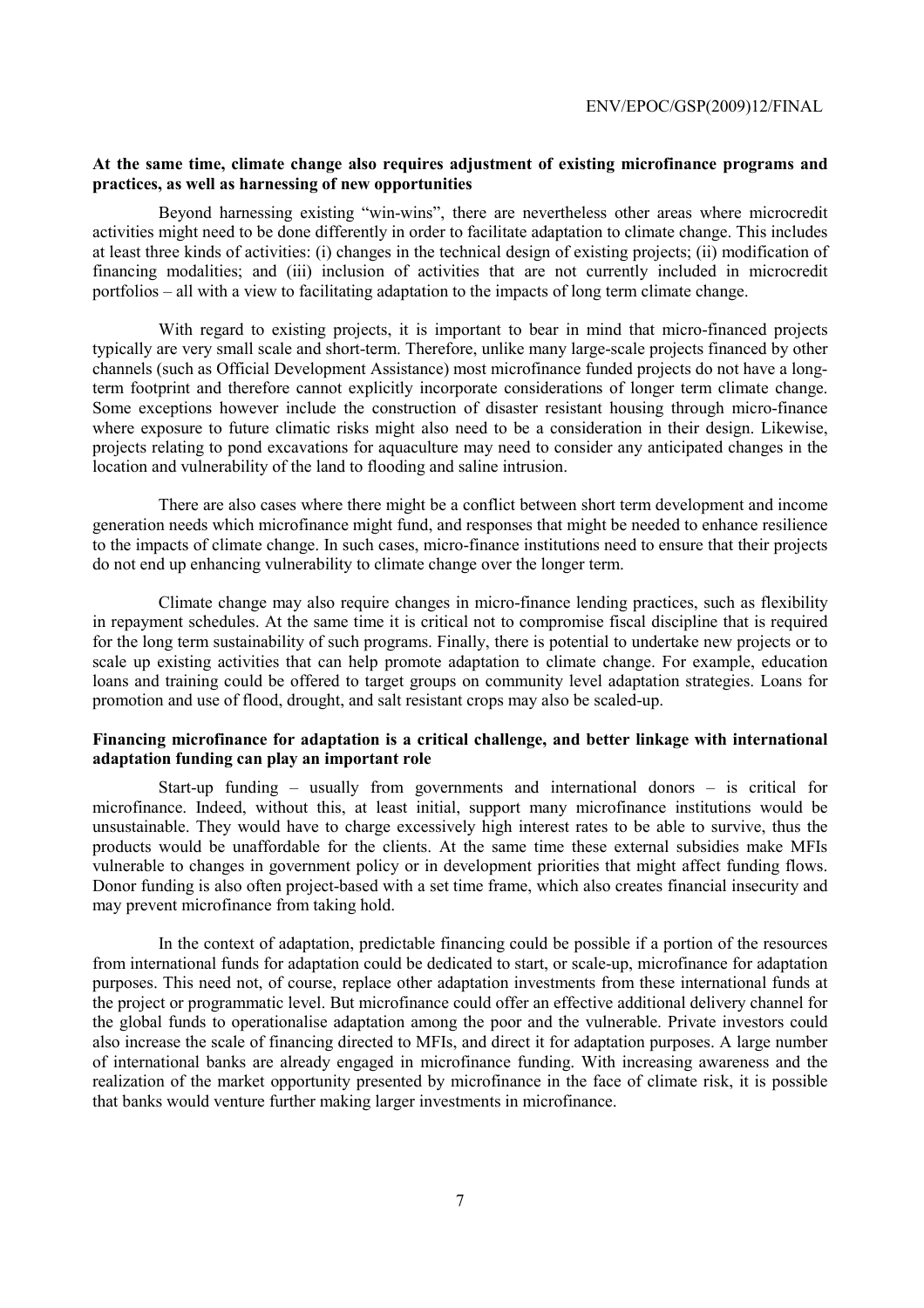**At the same time, climate change also requires adjustment of existing microfinance programs and practices, as well as harnessing of new opportunities**

Beyond harnessing existing "win-wins", there are nevertheless other areas where microcredit activities might need to be done differently in order to facilitate adaptation to climate change. This includes at least three kinds of activities: (i) changes in the technical design of existing projects; (ii) modification of financing modalities; and (iii) inclusion of activities that are not currently included in microcredit portfolios – all with a view to facilitating adaptation to the impacts of long term climate change.

With regard to existing projects, it is important to bear in mind that micro-financed projects typically are very small scale and short-term. Therefore, unlike many large-scale projects financed by other channels (such as Official Development Assistance) most microfinance funded projects do not have a long-term footprint and therefore cannot explicitly incorporate considerations of longer term climate change. Some exceptions however include the construction of disaster resistant housing through micro-finance where exposure to future climatic risks might also need to be a consideration in their design. Likewise, projects relating to pond excavations for aquaculture may need to consider any anticipated changes in the location and vulnerability of the land to flooding and saline intrusion.

There are also cases where there might be a conflict between short term development and income generation needs which microfinance might fund, and responses that might be needed to enhance resilience to the impacts of climate change. In such cases, micro-finance institutions need to ensure that their projects do not end up enhancing vulnerability to climate change over the longer term.

Climate change may also require changes in micro-finance lending practices, such as flexibility in repayment schedules. At the same time it is critical not to compromise fiscal discipline that is required for the long term sustainability of such programs. Finally, there is potential to undertake new projects or to scale up existing activities that can help promote adaptation to climate change. For example, education loans and training could be offered to target groups on community level adaptation strategies. Loans for promotion and use of flood, drought, and salt resistant crops may also be scaled-up.

**Financing microfinance for adaptation is a critical challenge, and better linkage with international adaptation funding can play an important role**

Start-up funding – usually from governments and international donors – is critical for microfinance. Indeed, without this, at least initial, support many microfinance institutions would be unsustainable. They would have to charge excessively high interest rates to be able to survive, thus the products would be unaffordable for the clients. At the same time these external subsidies make MFIs vulnerable to changes in government policy or in development priorities that might affect funding flows. Donor funding is also often project-based with a set time frame, which also creates financial insecurity and may prevent microfinance from taking hold.

In the context of adaptation, predictable financing could be possible if a portion of the resources from international funds for adaptation could be dedicated to start, or scale-up, microfinance for adaptation purposes. This need not, of course, replace other adaptation investments from these international funds at the project or programmatic level. But microfinance could offer an effective additional delivery channel for the global funds to operationalise adaptation among the poor and the vulnerable. Private investors could also increase the scale of financing directed to MFIs, and direct it for adaptation purposes. A large number of international banks are already engaged in microfinance funding. With increasing awareness and the realization of the market opportunity presented by microfinance in the face of climate risk, it is possible that banks would venture further making larger investments in microfinance.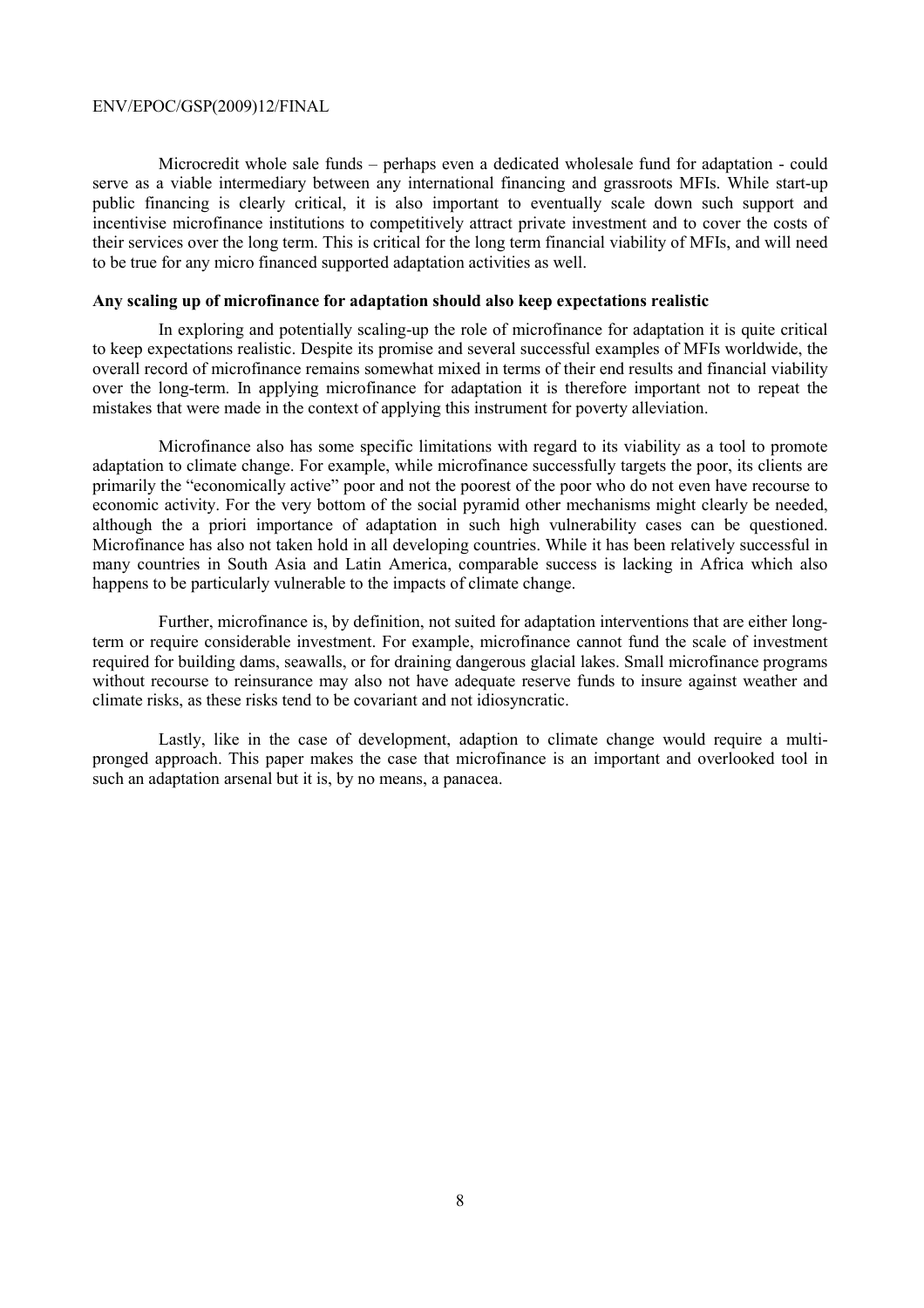Microcredit whole sale funds – perhaps even a dedicated wholesale fund for adaptation - could serve as a viable intermediary between any international financing and grassroots MFIs. While start-up public financing is clearly critical, it is also important to eventually scale down such support and incentivise microfinance institutions to competitively attract private investment and to cover the costs of their services over the long term. This is critical for the long term financial viability of MFIs, and will need to be true for any micro financed supported adaptation activities as well.

**Any scaling up of microfinance for adaptation should also keep expectations realistic**

In exploring and potentially scaling-up the role of microfinance for adaptation it is quite critical to keep expectations realistic. Despite its promise and several successful examples of MFIs worldwide, the overall record of microfinance remains somewhat mixed in terms of their end results and financial viability over the long-term. In applying microfinance for adaptation it is therefore important not to repeat the mistakes that were made in the context of applying this instrument for poverty alleviation.

Microfinance also has some specific limitations with regard to its viability as a tool to promote adaptation to climate change. For example, while microfinance successfully targets the poor, its clients are primarily the "economically active" poor and not the poorest of the poor who do not even have recourse to economic activity. For the very bottom of the social pyramid other mechanisms might clearly be needed, although the a priori importance of adaptation in such high vulnerability cases can be questioned. Microfinance has also not taken hold in all developing countries. While it has been relatively successful in many countries in South Asia and Latin America, comparable success is lacking in Africa which also happens to be particularly vulnerable to the impacts of climate change.

Further, microfinance is, by definition, not suited for adaptation interventions that are either long-term or require considerable investment. For example, microfinance cannot fund the scale of investment required for building dams, seawalls, or for draining dangerous glacial lakes. Small microfinance programs without recourse to reinsurance may also not have adequate reserve funds to insure against weather and climate risks, as these risks tend to be covariant and not idiosyncratic.

Lastly, like in the case of development, adaption to climate change would require a multi-pronged approach. This paper makes the case that microfinance is an important and overlooked tool in such an adaptation arsenal but it is, by no means, a panacea.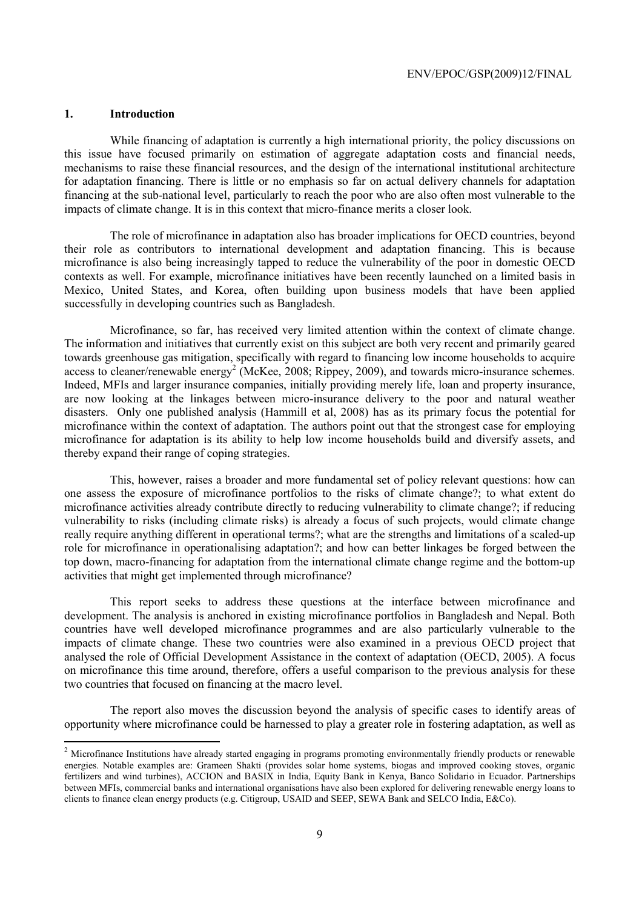## 1. Introduction

While financing of adaptation is currently a high international priority, the policy discussions on this issue have focused primarily on estimation of aggregate adaptation costs and financial needs, mechanisms to raise these financial resources, and the design of the international institutional architecture for adaptation financing. There is little or no emphasis so far on actual delivery channels for adaptation financing at the sub-national level, particularly to reach the poor who are also often most vulnerable to the impacts of climate change. It is in this context that micro-finance merits a closer look.

The role of microfinance in adaptation also has broader implications for OECD countries, beyond their role as contributors to international development and adaptation financing. This is because microfinance is also being increasingly tapped to reduce the vulnerability of the poor in domestic OECD contexts as well. For example, microfinance initiatives have been recently launched on a limited basis in Mexico, United States, and Korea, often building upon business models that have been applied successfully in developing countries such as Bangladesh.

Microfinance, so far, has received very limited attention within the context of climate change. The information and initiatives that currently exist on this subject are both very recent and primarily geared towards greenhouse gas mitigation, specifically with regard to financing low income households to acquire access to cleaner/renewable energy[2] (McKee, 2008; Rippey, 2009), and towards micro-insurance schemes. Indeed, MFIs and larger insurance companies, initially providing merely life, loan and property insurance, are now looking at the linkages between micro-insurance delivery to the poor and natural weather disasters. Only one published analysis (Hammill et al, 2008) has as its primary focus the potential for microfinance within the context of adaptation. The authors point out that the strongest case for employing microfinance for adaptation is its ability to help low income households build and diversify assets, and thereby expand their range of coping strategies.

This, however, raises a broader and more fundamental set of policy relevant questions: how can one assess the exposure of microfinance portfolios to the risks of climate change?; to what extent do microfinance activities already contribute directly to reducing vulnerability to climate change?; if reducing vulnerability to risks (including climate risks) is already a focus of such projects, would climate change really require anything different in operational terms?; what are the strengths and limitations of a scaled-up role for microfinance in operationalising adaptation?; and how can better linkages be forged between the top down, macro-financing for adaptation from the international climate change regime and the bottom-up activities that might get implemented through microfinance?

This report seeks to address these questions at the interface between microfinance and development. The analysis is anchored in existing microfinance portfolios in Bangladesh and Nepal. Both countries have well developed microfinance programmes and are also particularly vulnerable to the impacts of climate change. These two countries were also examined in a previous OECD project that analysed the role of Official Development Assistance in the context of adaptation (OECD, 2005). A focus on microfinance this time around, therefore, offers a useful comparison to the previous analysis for these two countries that focused on financing at the macro level.

The report also moves the discussion beyond the analysis of specific cases to identify areas of opportunity where microfinance could be harnessed to play a greater role in fostering adaptation, as well as

---

[2] Microfinance Institutions have already started engaging in programs promoting environmentally friendly products or renewable energies. Notable examples are: Grameen Shakti (provides solar home systems, biogas and improved cooking stoves, organic fertilizers and wind turbines), ACCION and BASIX in India, Equity Bank in Kenya, Banco Solidario in Ecuador. Partnerships between MFIs, commercial banks and international organisations have also been explored for delivering renewable energy loans to clients to finance clean energy products (e.g. Citigroup, USAID and SEEP, SEWA Bank and SELCO India, E&Co).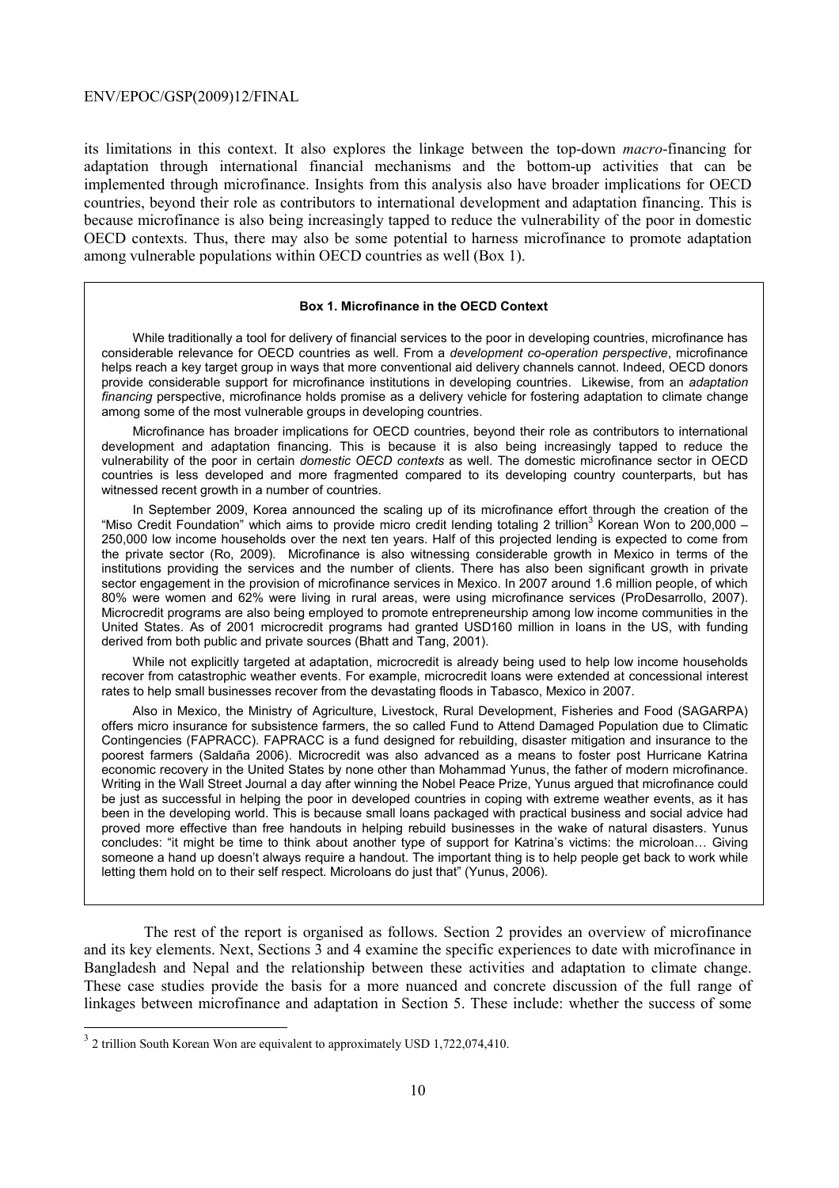its limitations in this context. It also explores the linkage between the top-down *macro*-financing for adaptation through international financial mechanisms and the bottom-up activities that can be implemented through microfinance. Insights from this analysis also have broader implications for OECD countries, beyond their role as contributors to international development and adaptation financing. This is because microfinance is also being increasingly tapped to reduce the vulnerability of the poor in domestic OECD contexts. Thus, there may also be some potential to harness microfinance to promote adaptation among vulnerable populations within OECD countries as well (Box 1).

> **Box 1. Microfinance in the OECD Context**
>
> While traditionally a tool for delivery of financial services to the poor in developing countries, microfinance has considerable relevance for OECD countries as well. From a *development co-operation perspective*, microfinance helps reach a key target group in ways that more conventional aid delivery channels cannot. Indeed, OECD donors provide considerable support for microfinance institutions in developing countries. Likewise, from an *adaptation financing* perspective, microfinance holds promise as a delivery vehicle for fostering adaptation to climate change among some of the most vulnerable groups in developing countries.
>
> Microfinance has broader implications for OECD countries, beyond their role as contributors to international development and adaptation financing. This is because it is also being increasingly tapped to reduce the vulnerability of the poor in certain *domestic OECD contexts* as well. The domestic microfinance sector in OECD countries is less developed and more fragmented compared to its developing country counterparts, but has witnessed recent growth in a number of countries.
>
> In September 2009, Korea announced the scaling up of its microfinance effort through the creation of the "Miso Credit Foundation" which aims to provide micro credit lending totaling 2 trillion[3] Korean Won to 200,000 – 250,000 low income households over the next ten years. Half of this projected lending is expected to come from the private sector (Ro, 2009). Microfinance is also witnessing considerable growth in Mexico in terms of the institutions providing the services and the number of clients. There has also been significant growth in private sector engagement in the provision of microfinance services in Mexico. In 2007 around 1.6 million people, of which 80% were women and 62% were living in rural areas, were using microfinance services (ProDesarrollo, 2007). Microcredit programs are also being employed to promote entrepreneurship among low income communities in the United States. As of 2001 microcredit programs had granted USD160 million in loans in the US, with funding derived from both public and private sources (Bhatt and Tang, 2001).
>
> While not explicitly targeted at adaptation, microcredit is already being used to help low income households recover from catastrophic weather events. For example, microcredit loans were extended at concessional interest rates to help small businesses recover from the devastating floods in Tabasco, Mexico in 2007.
>
> Also in Mexico, the Ministry of Agriculture, Livestock, Rural Development, Fisheries and Food (SAGARPA) offers micro insurance for subsistence farmers, the so called Fund to Attend Damaged Population due to Climatic Contingencies (FAPRACC). FAPRACC is a fund designed for rebuilding, disaster mitigation and insurance to the poorest farmers (Saldaña 2006). Microcredit was also advanced as a means to foster post Hurricane Katrina economic recovery in the United States by none other than Mohammad Yunus, the father of modern microfinance. Writing in the Wall Street Journal a day after winning the Nobel Peace Prize, Yunus argued that microfinance could be just as successful in helping the poor in developed countries in coping with extreme weather events, as it has been in the developing world. This is because small loans packaged with practical business and social advice had proved more effective than free handouts in helping rebuild businesses in the wake of natural disasters. Yunus concludes: "it might be time to think about another type of support for Katrina's victims: the microloan… Giving someone a hand up doesn't always require a handout. The important thing is to help people get back to work while letting them hold on to their self respect. Microloans do just that" (Yunus, 2006).

The rest of the report is organised as follows. Section 2 provides an overview of microfinance and its key elements. Next, Sections 3 and 4 examine the specific experiences to date with microfinance in Bangladesh and Nepal and the relationship between these activities and adaptation to climate change. These case studies provide the basis for a more nuanced and concrete discussion of the full range of linkages between microfinance and adaptation in Section 5. These include: whether the success of some

[3] 2 trillion South Korean Won are equivalent to approximately USD 1,722,074,410.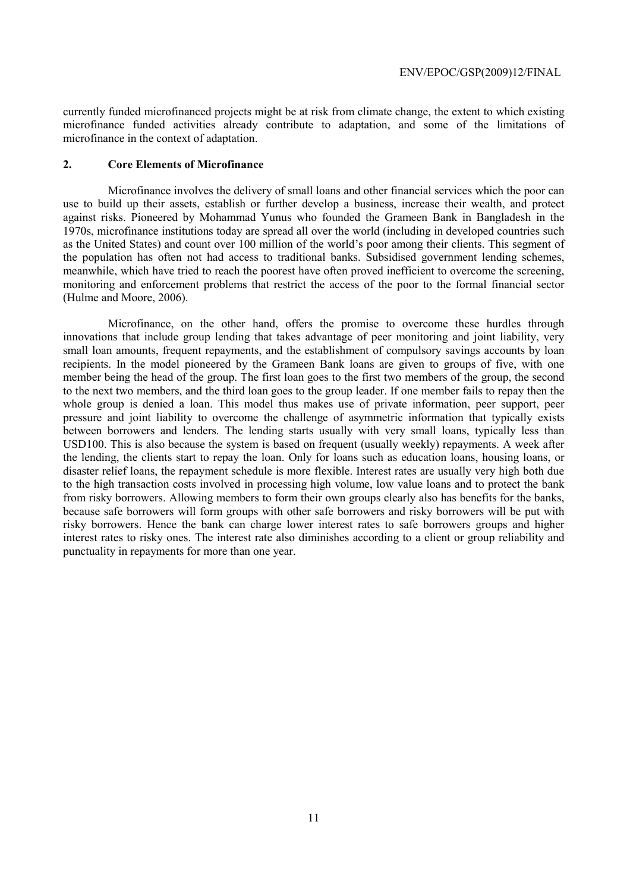currently funded microfinanced projects might be at risk from climate change, the extent to which existing microfinance funded activities already contribute to adaptation, and some of the limitations of microfinance in the context of adaptation.

## 2. Core Elements of Microfinance

Microfinance involves the delivery of small loans and other financial services which the poor can use to build up their assets, establish or further develop a business, increase their wealth, and protect against risks. Pioneered by Mohammad Yunus who founded the Grameen Bank in Bangladesh in the 1970s, microfinance institutions today are spread all over the world (including in developed countries such as the United States) and count over 100 million of the world's poor among their clients. This segment of the population has often not had access to traditional banks. Subsidised government lending schemes, meanwhile, which have tried to reach the poorest have often proved inefficient to overcome the screening, monitoring and enforcement problems that restrict the access of the poor to the formal financial sector (Hulme and Moore, 2006).

Microfinance, on the other hand, offers the promise to overcome these hurdles through innovations that include group lending that takes advantage of peer monitoring and joint liability, very small loan amounts, frequent repayments, and the establishment of compulsory savings accounts by loan recipients. In the model pioneered by the Grameen Bank loans are given to groups of five, with one member being the head of the group. The first loan goes to the first two members of the group, the second to the next two members, and the third loan goes to the group leader. If one member fails to repay then the whole group is denied a loan. This model thus makes use of private information, peer support, peer pressure and joint liability to overcome the challenge of asymmetric information that typically exists between borrowers and lenders. The lending starts usually with very small loans, typically less than USD100. This is also because the system is based on frequent (usually weekly) repayments. A week after the lending, the clients start to repay the loan. Only for loans such as education loans, housing loans, or disaster relief loans, the repayment schedule is more flexible. Interest rates are usually very high both due to the high transaction costs involved in processing high volume, low value loans and to protect the bank from risky borrowers. Allowing members to form their own groups clearly also has benefits for the banks, because safe borrowers will form groups with other safe borrowers and risky borrowers will be put with risky borrowers. Hence the bank can charge lower interest rates to safe borrowers groups and higher interest rates to risky ones. The interest rate also diminishes according to a client or group reliability and punctuality in repayments for more than one year.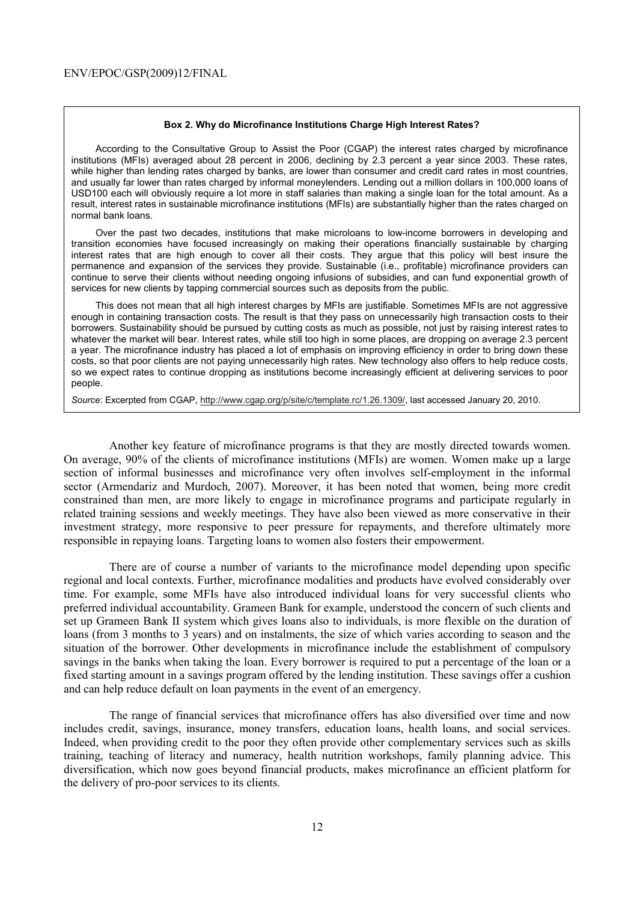> **Box 2. Why do Microfinance Institutions Charge High Interest Rates?**
>
> According to the Consultative Group to Assist the Poor (CGAP) the interest rates charged by microfinance institutions (MFIs) averaged about 28 percent in 2006, declining by 2.3 percent a year since 2003. These rates, while higher than lending rates charged by banks, are lower than consumer and credit card rates in most countries, and usually far lower than rates charged by informal moneylenders. Lending out a million dollars in 100,000 loans of USD100 each will obviously require a lot more in staff salaries than making a single loan for the total amount. As a result, interest rates in sustainable microfinance institutions (MFIs) are substantially higher than the rates charged on normal bank loans.
>
> Over the past two decades, institutions that make microloans to low-income borrowers in developing and transition economies have focused increasingly on making their operations financially sustainable by charging interest rates that are high enough to cover all their costs. They argue that this policy will best insure the permanence and expansion of the services they provide. Sustainable (i.e., profitable) microfinance providers can continue to serve their clients without needing ongoing infusions of subsidies, and can fund exponential growth of services for new clients by tapping commercial sources such as deposits from the public.
>
> This does not mean that all high interest charges by MFIs are justifiable. Sometimes MFIs are not aggressive enough in containing transaction costs. The result is that they pass on unnecessarily high transaction costs to their borrowers. Sustainability should be pursued by cutting costs as much as possible, not just by raising interest rates to whatever the market will bear. Interest rates, while still too high in some places, are dropping on average 2.3 percent a year. The microfinance industry has placed a lot of emphasis on improving efficiency in order to bring down these costs, so that poor clients are not paying unnecessarily high rates. New technology also offers to help reduce costs, so we expect rates to continue dropping as institutions become increasingly efficient at delivering services to poor people.
>
> *Source*: Excerpted from CGAP, http://www.cgap.org/p/site/c/template.rc/1.26.1309/, last accessed January 20, 2010.

Another key feature of microfinance programs is that they are mostly directed towards women. On average, 90% of the clients of microfinance institutions (MFIs) are women. Women make up a large section of informal businesses and microfinance very often involves self-employment in the informal sector (Armendariz and Murdoch, 2007). Moreover, it has been noted that women, being more credit constrained than men, are more likely to engage in microfinance programs and participate regularly in related training sessions and weekly meetings. They have also been viewed as more conservative in their investment strategy, more responsive to peer pressure for repayments, and therefore ultimately more responsible in repaying loans. Targeting loans to women also fosters their empowerment.

There are of course a number of variants to the microfinance model depending upon specific regional and local contexts. Further, microfinance modalities and products have evolved considerably over time. For example, some MFIs have also introduced individual loans for very successful clients who preferred individual accountability. Grameen Bank for example, understood the concern of such clients and set up Grameen Bank II system which gives loans also to individuals, is more flexible on the duration of loans (from 3 months to 3 years) and on instalments, the size of which varies according to season and the situation of the borrower. Other developments in microfinance include the establishment of compulsory savings in the banks when taking the loan. Every borrower is required to put a percentage of the loan or a fixed starting amount in a savings program offered by the lending institution. These savings offer a cushion and can help reduce default on loan payments in the event of an emergency.

The range of financial services that microfinance offers has also diversified over time and now includes credit, savings, insurance, money transfers, education loans, health loans, and social services. Indeed, when providing credit to the poor they often provide other complementary services such as skills training, teaching of literacy and numeracy, health nutrition workshops, family planning advice. This diversification, which now goes beyond financial products, makes microfinance an efficient platform for the delivery of pro-poor services to its clients.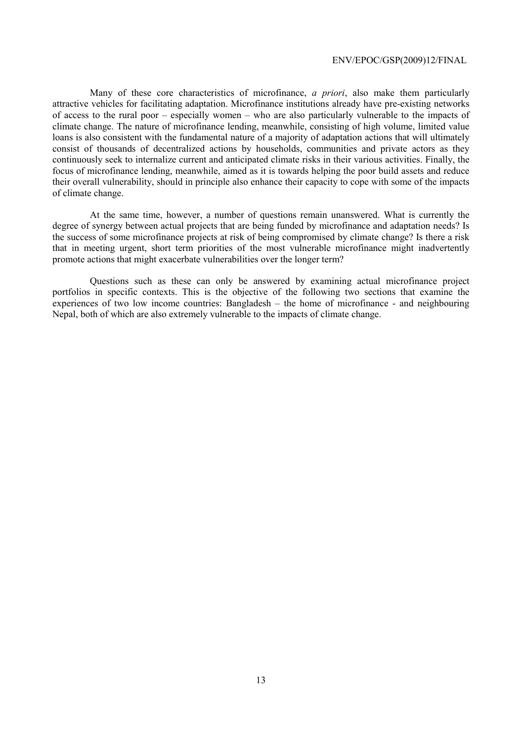Many of these core characteristics of microfinance, *a priori*, also make them particularly attractive vehicles for facilitating adaptation. Microfinance institutions already have pre-existing networks of access to the rural poor – especially women – who are also particularly vulnerable to the impacts of climate change. The nature of microfinance lending, meanwhile, consisting of high volume, limited value loans is also consistent with the fundamental nature of a majority of adaptation actions that will ultimately consist of thousands of decentralized actions by households, communities and private actors as they continuously seek to internalize current and anticipated climate risks in their various activities. Finally, the focus of microfinance lending, meanwhile, aimed as it is towards helping the poor build assets and reduce their overall vulnerability, should in principle also enhance their capacity to cope with some of the impacts of climate change.

At the same time, however, a number of questions remain unanswered. What is currently the degree of synergy between actual projects that are being funded by microfinance and adaptation needs? Is the success of some microfinance projects at risk of being compromised by climate change? Is there a risk that in meeting urgent, short term priorities of the most vulnerable microfinance might inadvertently promote actions that might exacerbate vulnerabilities over the longer term?

Questions such as these can only be answered by examining actual microfinance project portfolios in specific contexts. This is the objective of the following two sections that examine the experiences of two low income countries: Bangladesh – the home of microfinance - and neighbouring Nepal, both of which are also extremely vulnerable to the impacts of climate change.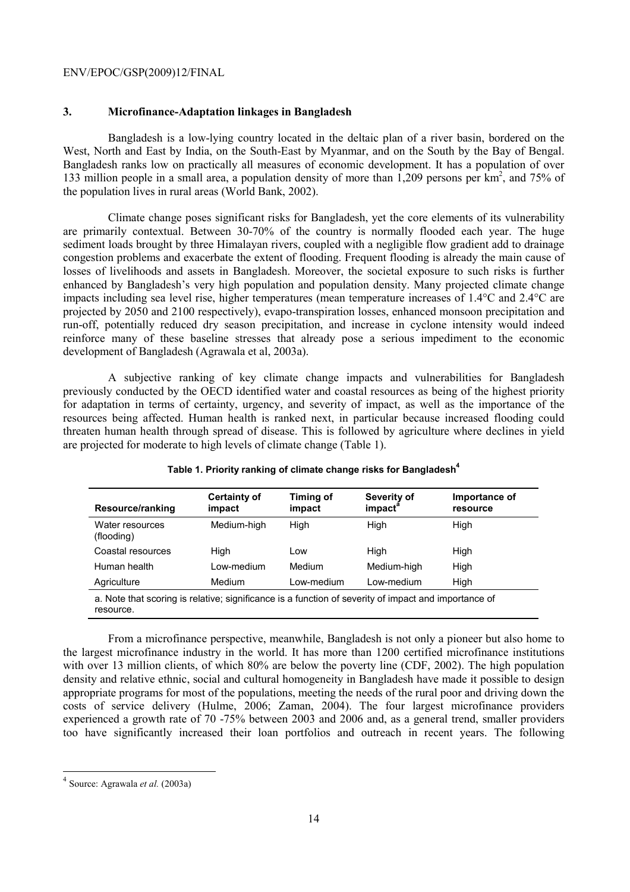## 3. Microfinance-Adaptation linkages in Bangladesh

Bangladesh is a low-lying country located in the deltaic plan of a river basin, bordered on the West, North and East by India, on the South-East by Myanmar, and on the South by the Bay of Bengal. Bangladesh ranks low on practically all measures of economic development. It has a population of over 133 million people in a small area, a population density of more than 1,209 persons per $km^2$, and 75% of the population lives in rural areas (World Bank, 2002).

Climate change poses significant risks for Bangladesh, yet the core elements of its vulnerability are primarily contextual. Between 30-70% of the country is normally flooded each year. The huge sediment loads brought by three Himalayan rivers, coupled with a negligible flow gradient add to drainage congestion problems and exacerbate the extent of flooding. Frequent flooding is already the main cause of losses of livelihoods and assets in Bangladesh. Moreover, the societal exposure to such risks is further enhanced by Bangladesh's very high population and population density. Many projected climate change impacts including sea level rise, higher temperatures (mean temperature increases of 1.4°C and 2.4°C are projected by 2050 and 2100 respectively), evapo-transpiration losses, enhanced monsoon precipitation and run-off, potentially reduced dry season precipitation, and increase in cyclone intensity would indeed reinforce many of these baseline stresses that already pose a serious impediment to the economic development of Bangladesh (Agrawala et al, 2003a).

A subjective ranking of key climate change impacts and vulnerabilities for Bangladesh previously conducted by the OECD identified water and coastal resources as being of the highest priority for adaptation in terms of certainty, urgency, and severity of impact, as well as the importance of the resources being affected. Human health is ranked next, in particular because increased flooding could threaten human health through spread of disease. This is followed by agriculture where declines in yield are projected for moderate to high levels of climate change (Table 1).

**Table 1. Priority ranking of climate change risks for Bangladesh[4]**

| Resource/ranking | Certainty of impact | Timing of impact | Severity of impact[a] | Importance of resource |
|---|---|---|---|---|
| Water resources (flooding) | Medium-high | High | High | High |
| Coastal resources | High | Low | High | High |
| Human health | Low-medium | Medium | Medium-high | High |
| Agriculture | Medium | Low-medium | Low-medium | High |

a. Note that scoring is relative; significance is a function of severity of impact and importance of resource.

From a microfinance perspective, meanwhile, Bangladesh is not only a pioneer but also home to the largest microfinance industry in the world. It has more than 1200 certified microfinance institutions with over 13 million clients, of which 80% are below the poverty line (CDF, 2002). The high population density and relative ethnic, social and cultural homogeneity in Bangladesh have made it possible to design appropriate programs for most of the populations, meeting the needs of the rural poor and driving down the costs of service delivery (Hulme, 2006; Zaman, 2004). The four largest microfinance providers experienced a growth rate of 70 -75% between 2003 and 2006 and, as a general trend, smaller providers too have significantly increased their loan portfolios and outreach in recent years. The following

[4] Source: Agrawala *et al.* (2003a)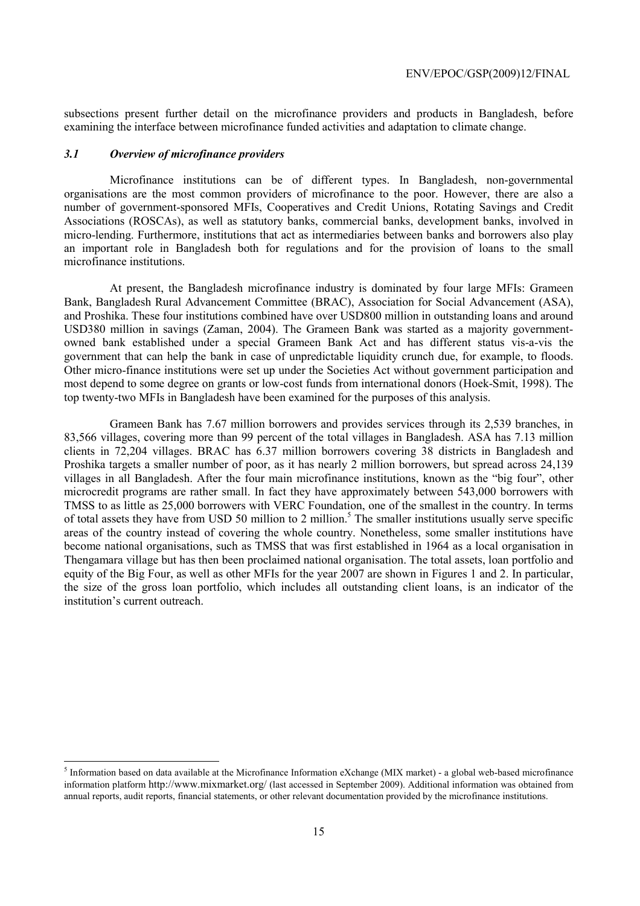subsections present further detail on the microfinance providers and products in Bangladesh, before examining the interface between microfinance funded activities and adaptation to climate change.

### *3.1 Overview of microfinance providers*

Microfinance institutions can be of different types. In Bangladesh, non-governmental organisations are the most common providers of microfinance to the poor. However, there are also a number of government-sponsored MFIs, Cooperatives and Credit Unions, Rotating Savings and Credit Associations (ROSCAs), as well as statutory banks, commercial banks, development banks, involved in micro-lending. Furthermore, institutions that act as intermediaries between banks and borrowers also play an important role in Bangladesh both for regulations and for the provision of loans to the small microfinance institutions.

At present, the Bangladesh microfinance industry is dominated by four large MFIs: Grameen Bank, Bangladesh Rural Advancement Committee (BRAC), Association for Social Advancement (ASA), and Proshika. These four institutions combined have over USD800 million in outstanding loans and around USD380 million in savings (Zaman, 2004). The Grameen Bank was started as a majority government-owned bank established under a special Grameen Bank Act and has different status vis-a-vis the government that can help the bank in case of unpredictable liquidity crunch due, for example, to floods. Other micro-finance institutions were set up under the Societies Act without government participation and most depend to some degree on grants or low-cost funds from international donors (Hoek-Smit, 1998). The top twenty-two MFIs in Bangladesh have been examined for the purposes of this analysis.

Grameen Bank has 7.67 million borrowers and provides services through its 2,539 branches, in 83,566 villages, covering more than 99 percent of the total villages in Bangladesh. ASA has 7.13 million clients in 72,204 villages. BRAC has 6.37 million borrowers covering 38 districts in Bangladesh and Proshika targets a smaller number of poor, as it has nearly 2 million borrowers, but spread across 24,139 villages in all Bangladesh. After the four main microfinance institutions, known as the "big four", other microcredit programs are rather small. In fact they have approximately between 543,000 borrowers with TMSS to as little as 25,000 borrowers with VERC Foundation, one of the smallest in the country. In terms of total assets they have from USD 50 million to 2 million.[5] The smaller institutions usually serve specific areas of the country instead of covering the whole country. Nonetheless, some smaller institutions have become national organisations, such as TMSS that was first established in 1964 as a local organisation in Thengamara village but has then been proclaimed national organisation. The total assets, loan portfolio and equity of the Big Four, as well as other MFIs for the year 2007 are shown in Figures 1 and 2. In particular, the size of the gross loan portfolio, which includes all outstanding client loans, is an indicator of the institution's current outreach.

[5] Information based on data available at the Microfinance Information eXchange (MIX market) - a global web-based microfinance information platform http://www.mixmarket.org/ (last accessed in September 2009). Additional information was obtained from annual reports, audit reports, financial statements, or other relevant documentation provided by the microfinance institutions.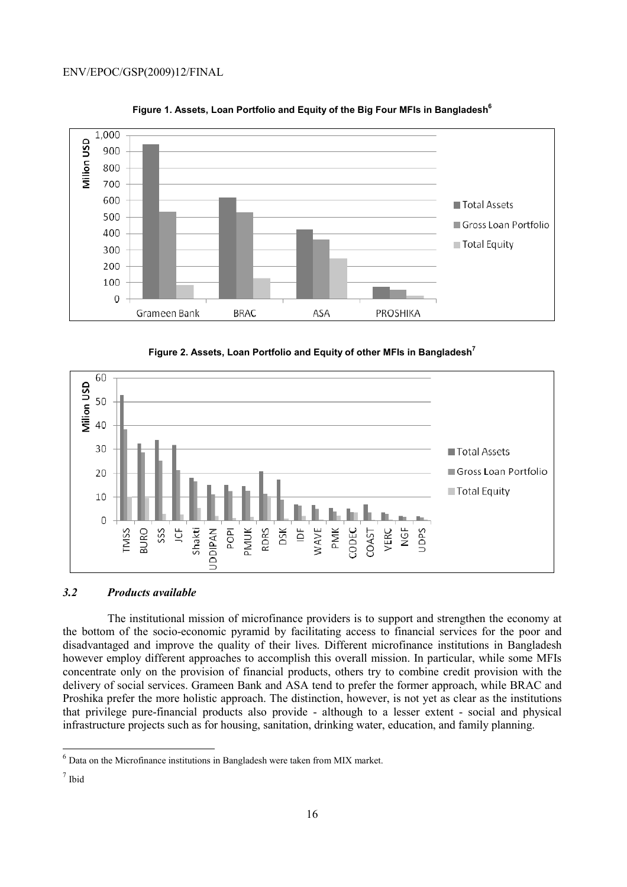**Figure 1. Assets, Loan Portfolio and Equity of the Big Four MFIs in Bangladesh**[6]

**Figure 2. Assets, Loan Portfolio and Equity of other MFIs in Bangladesh**[7]

### *3.2 Products available*

The institutional mission of microfinance providers is to support and strengthen the economy at the bottom of the socio-economic pyramid by facilitating access to financial services for the poor and disadvantaged and improve the quality of their lives. Different microfinance institutions in Bangladesh however employ different approaches to accomplish this overall mission. In particular, while some MFIs concentrate only on the provision of financial products, others try to combine credit provision with the delivery of social services. Grameen Bank and ASA tend to prefer the former approach, while BRAC and Proshika prefer the more holistic approach. The distinction, however, is not yet as clear as the institutions that privilege pure-financial products also provide - although to a lesser extent - social and physical infrastructure projects such as for housing, sanitation, drinking water, education, and family planning.

---

[6] Data on the Microfinance institutions in Bangladesh were taken from MIX market.

[7] Ibid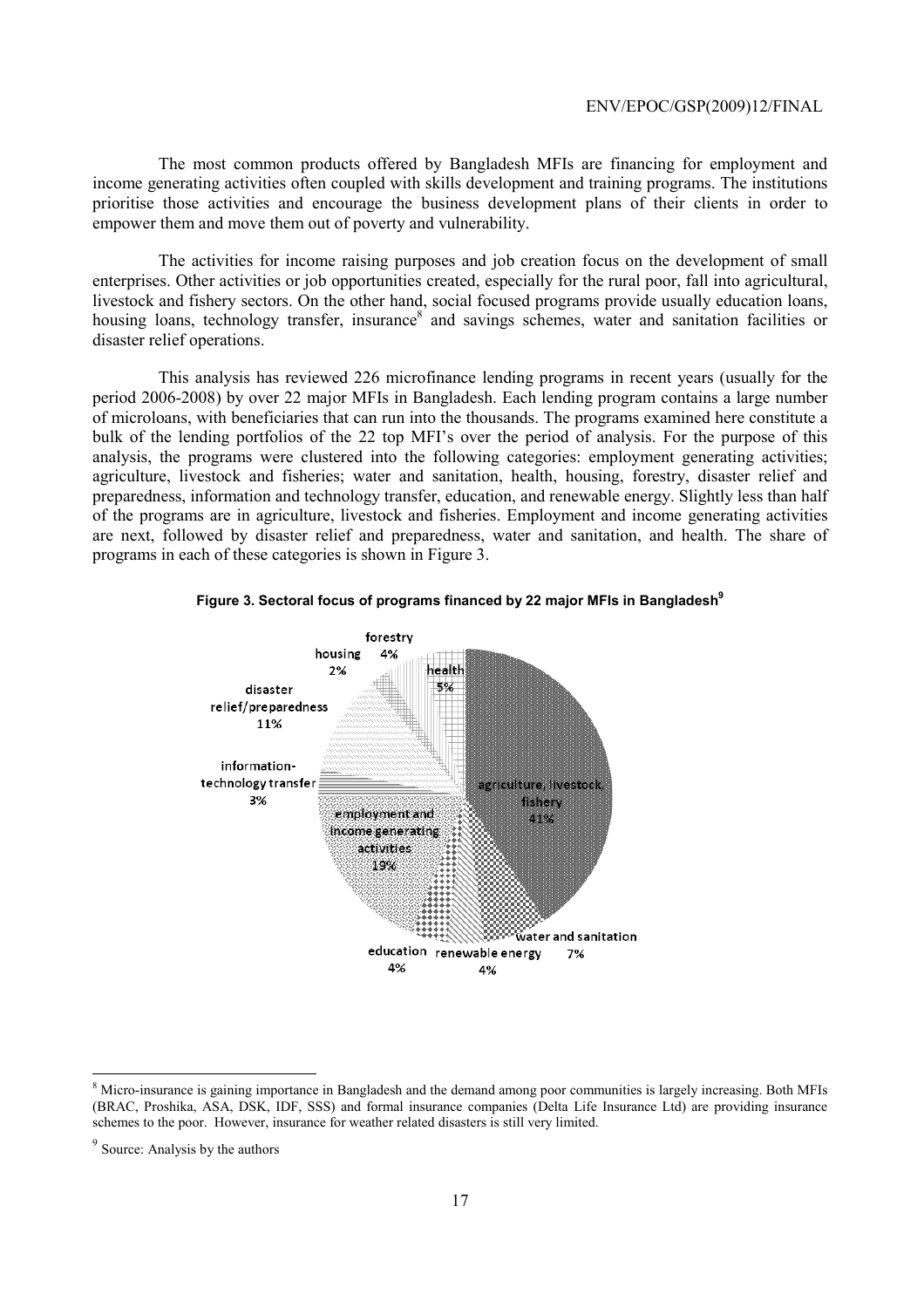The most common products offered by Bangladesh MFIs are financing for employment and income generating activities often coupled with skills development and training programs. The institutions prioritise those activities and encourage the business development plans of their clients in order to empower them and move them out of poverty and vulnerability.

The activities for income raising purposes and job creation focus on the development of small enterprises. Other activities or job opportunities created, especially for the rural poor, fall into agricultural, livestock and fishery sectors. On the other hand, social focused programs provide usually education loans, housing loans, technology transfer, insurance[8] and savings schemes, water and sanitation facilities or disaster relief operations.

This analysis has reviewed 226 microfinance lending programs in recent years (usually for the period 2006-2008) by over 22 major MFIs in Bangladesh. Each lending program contains a large number of microloans, with beneficiaries that can run into the thousands. The programs examined here constitute a bulk of the lending portfolios of the 22 top MFI's over the period of analysis. For the purpose of this analysis, the programs were clustered into the following categories: employment generating activities; agriculture, livestock and fisheries; water and sanitation, health, housing, forestry, disaster relief and preparedness, information and technology transfer, education, and renewable energy. Slightly less than half of the programs are in agriculture, livestock and fisheries. Employment and income generating activities are next, followed by disaster relief and preparedness, water and sanitation, and health. The share of programs in each of these categories is shown in Figure 3.

**Figure 3. Sectoral focus of programs financed by 22 major MFIs in Bangladesh[9]**

| Sector | Share |
|---|---|
| agriculture, livestock, fishery | 41% |
| employment and income generating activities | 19% |
| disaster relief/preparedness | 11% |
| water and sanitation | 7% |
| health | 5% |
| forestry | 4% |
| education | 4% |
| renewable energy | 4% |
| information-technology transfer | 3% |
| housing | 2% |

---

[8] Micro-insurance is gaining importance in Bangladesh and the demand among poor communities is largely increasing. Both MFIs (BRAC, Proshika, ASA, DSK, IDF, SSS) and formal insurance companies (Delta Life Insurance Ltd) are providing insurance schemes to the poor. However, insurance for weather related disasters is still very limited.

[9] Source: Analysis by the authors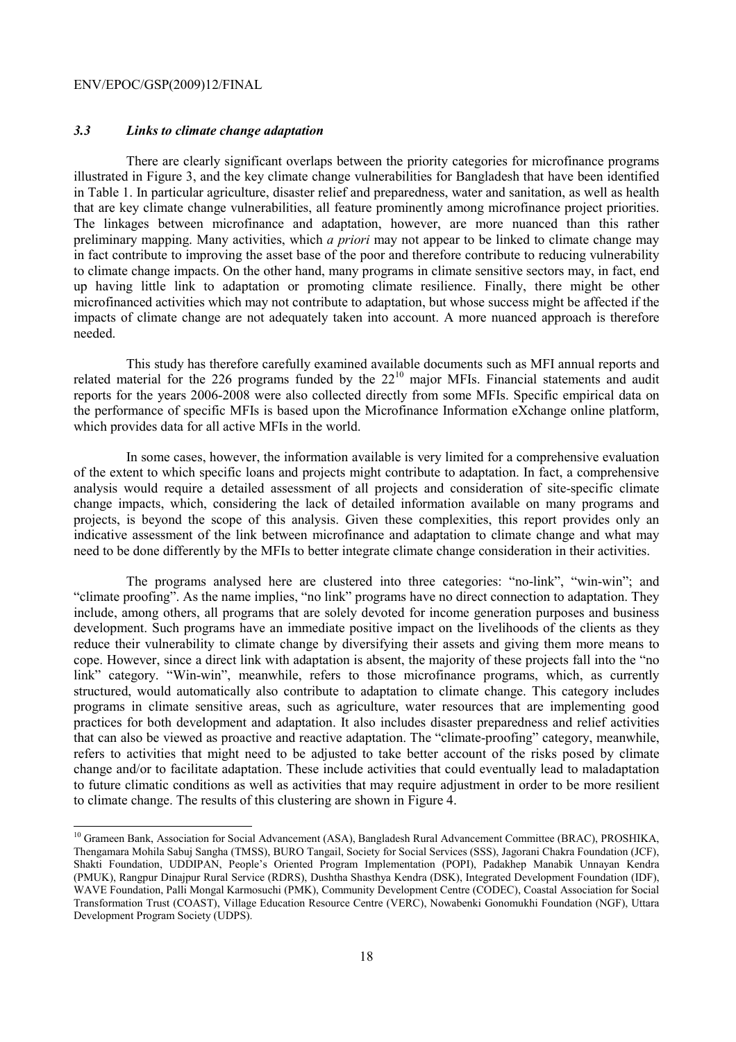### *3.3 Links to climate change adaptation*

There are clearly significant overlaps between the priority categories for microfinance programs illustrated in Figure 3, and the key climate change vulnerabilities for Bangladesh that have been identified in Table 1. In particular agriculture, disaster relief and preparedness, water and sanitation, as well as health that are key climate change vulnerabilities, all feature prominently among microfinance project priorities. The linkages between microfinance and adaptation, however, are more nuanced than this rather preliminary mapping. Many activities, which *a priori* may not appear to be linked to climate change may in fact contribute to improving the asset base of the poor and therefore contribute to reducing vulnerability to climate change impacts. On the other hand, many programs in climate sensitive sectors may, in fact, end up having little link to adaptation or promoting climate resilience. Finally, there might be other microfinanced activities which may not contribute to adaptation, but whose success might be affected if the impacts of climate change are not adequately taken into account. A more nuanced approach is therefore needed.

This study has therefore carefully examined available documents such as MFI annual reports and related material for the 226 programs funded by the 22[10] major MFIs. Financial statements and audit reports for the years 2006-2008 were also collected directly from some MFIs. Specific empirical data on the performance of specific MFIs is based upon the Microfinance Information eXchange online platform, which provides data for all active MFIs in the world.

In some cases, however, the information available is very limited for a comprehensive evaluation of the extent to which specific loans and projects might contribute to adaptation. In fact, a comprehensive analysis would require a detailed assessment of all projects and consideration of site-specific climate change impacts, which, considering the lack of detailed information available on many programs and projects, is beyond the scope of this analysis. Given these complexities, this report provides only an indicative assessment of the link between microfinance and adaptation to climate change and what may need to be done differently by the MFIs to better integrate climate change consideration in their activities.

The programs analysed here are clustered into three categories: "no-link", "win-win"; and "climate proofing". As the name implies, "no link" programs have no direct connection to adaptation. They include, among others, all programs that are solely devoted for income generation purposes and business development. Such programs have an immediate positive impact on the livelihoods of the clients as they reduce their vulnerability to climate change by diversifying their assets and giving them more means to cope. However, since a direct link with adaptation is absent, the majority of these projects fall into the "no link" category. "Win-win", meanwhile, refers to those microfinance programs, which, as currently structured, would automatically also contribute to adaptation to climate change. This category includes programs in climate sensitive areas, such as agriculture, water resources that are implementing good practices for both development and adaptation. It also includes disaster preparedness and relief activities that can also be viewed as proactive and reactive adaptation. The "climate-proofing" category, meanwhile, refers to activities that might need to be adjusted to take better account of the risks posed by climate change and/or to facilitate adaptation. These include activities that could eventually lead to maladaptation to future climatic conditions as well as activities that may require adjustment in order to be more resilient to climate change. The results of this clustering are shown in Figure 4.

---

[10] Grameen Bank, Association for Social Advancement (ASA), Bangladesh Rural Advancement Committee (BRAC), PROSHIKA, Thengamara Mohila Sabuj Sangha (TMSS), BURO Tangail, Society for Social Services (SSS), Jagorani Chakra Foundation (JCF), Shakti Foundation, UDDIPAN, People's Oriented Program Implementation (POPI), Padakhep Manabik Unnayan Kendra (PMUK), Rangpur Dinajpur Rural Service (RDRS), Dushtha Shasthya Kendra (DSK), Integrated Development Foundation (IDF), WAVE Foundation, Palli Mongal Karmosuchi (PMK), Community Development Centre (CODEC), Coastal Association for Social Transformation Trust (COAST), Village Education Resource Centre (VERC), Nowabenki Gonomukhi Foundation (NGF), Uttara Development Program Society (UDPS).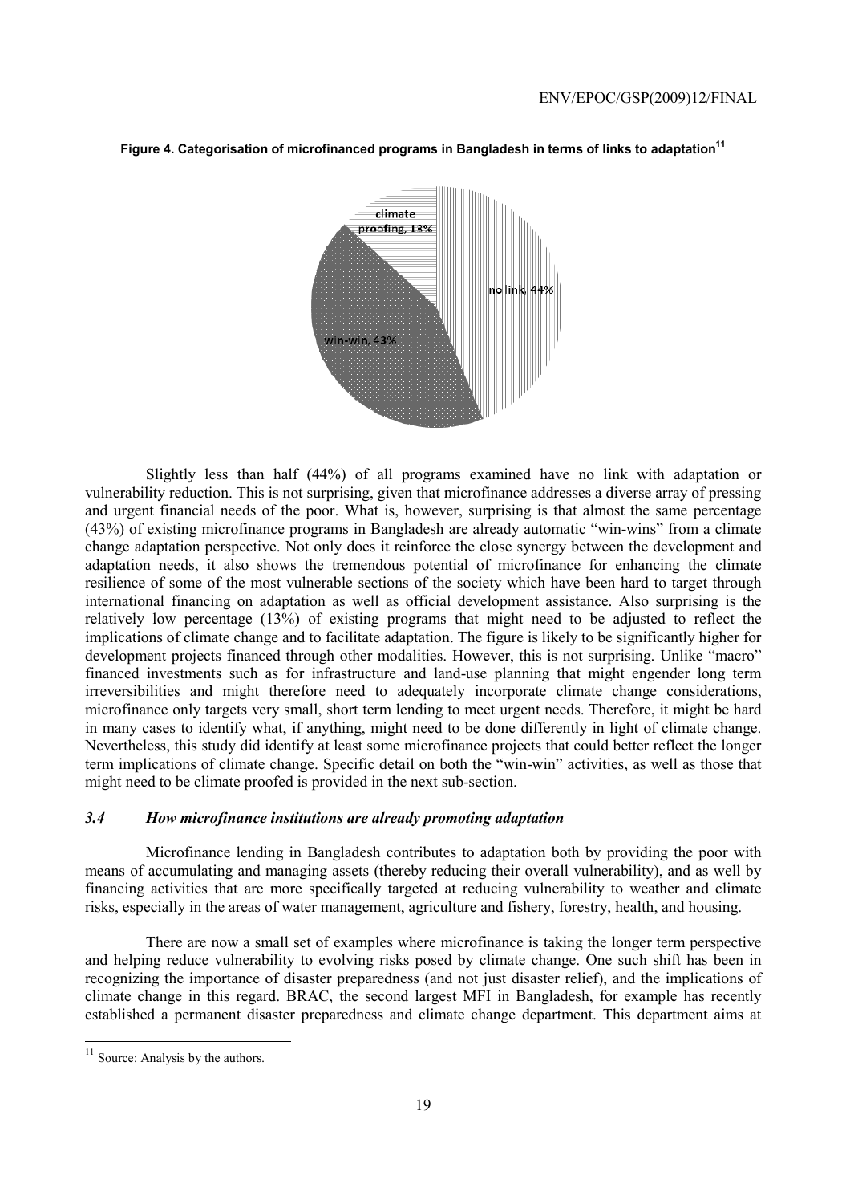**Figure 4. Categorisation of microfinanced programs in Bangladesh in terms of links to adaptation**[11]

climate proofing, 13%

no link, 44%

win-win, 43%

Slightly less than half (44%) of all programs examined have no link with adaptation or vulnerability reduction. This is not surprising, given that microfinance addresses a diverse array of pressing and urgent financial needs of the poor. What is, however, surprising is that almost the same percentage (43%) of existing microfinance programs in Bangladesh are already automatic "win-wins" from a climate change adaptation perspective. Not only does it reinforce the close synergy between the development and adaptation needs, it also shows the tremendous potential of microfinance for enhancing the climate resilience of some of the most vulnerable sections of the society which have been hard to target through international financing on adaptation as well as official development assistance. Also surprising is the relatively low percentage (13%) of existing programs that might need to be adjusted to reflect the implications of climate change and to facilitate adaptation. The figure is likely to be significantly higher for development projects financed through other modalities. However, this is not surprising. Unlike "macro" financed investments such as for infrastructure and land-use planning that might engender long term irreversibilities and might therefore need to adequately incorporate climate change considerations, microfinance only targets very small, short term lending to meet urgent needs. Therefore, it might be hard in many cases to identify what, if anything, might need to be done differently in light of climate change. Nevertheless, this study did identify at least some microfinance projects that could better reflect the longer term implications of climate change. Specific detail on both the "win-win" activities, as well as those that might need to be climate proofed is provided in the next sub-section.

### *3.4 How microfinance institutions are already promoting adaptation*

Microfinance lending in Bangladesh contributes to adaptation both by providing the poor with means of accumulating and managing assets (thereby reducing their overall vulnerability), and as well by financing activities that are more specifically targeted at reducing vulnerability to weather and climate risks, especially in the areas of water management, agriculture and fishery, forestry, health, and housing.

There are now a small set of examples where microfinance is taking the longer term perspective and helping reduce vulnerability to evolving risks posed by climate change. One such shift has been in recognizing the importance of disaster preparedness (and not just disaster relief), and the implications of climate change in this regard. BRAC, the second largest MFI in Bangladesh, for example has recently established a permanent disaster preparedness and climate change department. This department aims at

[11] Source: Analysis by the authors.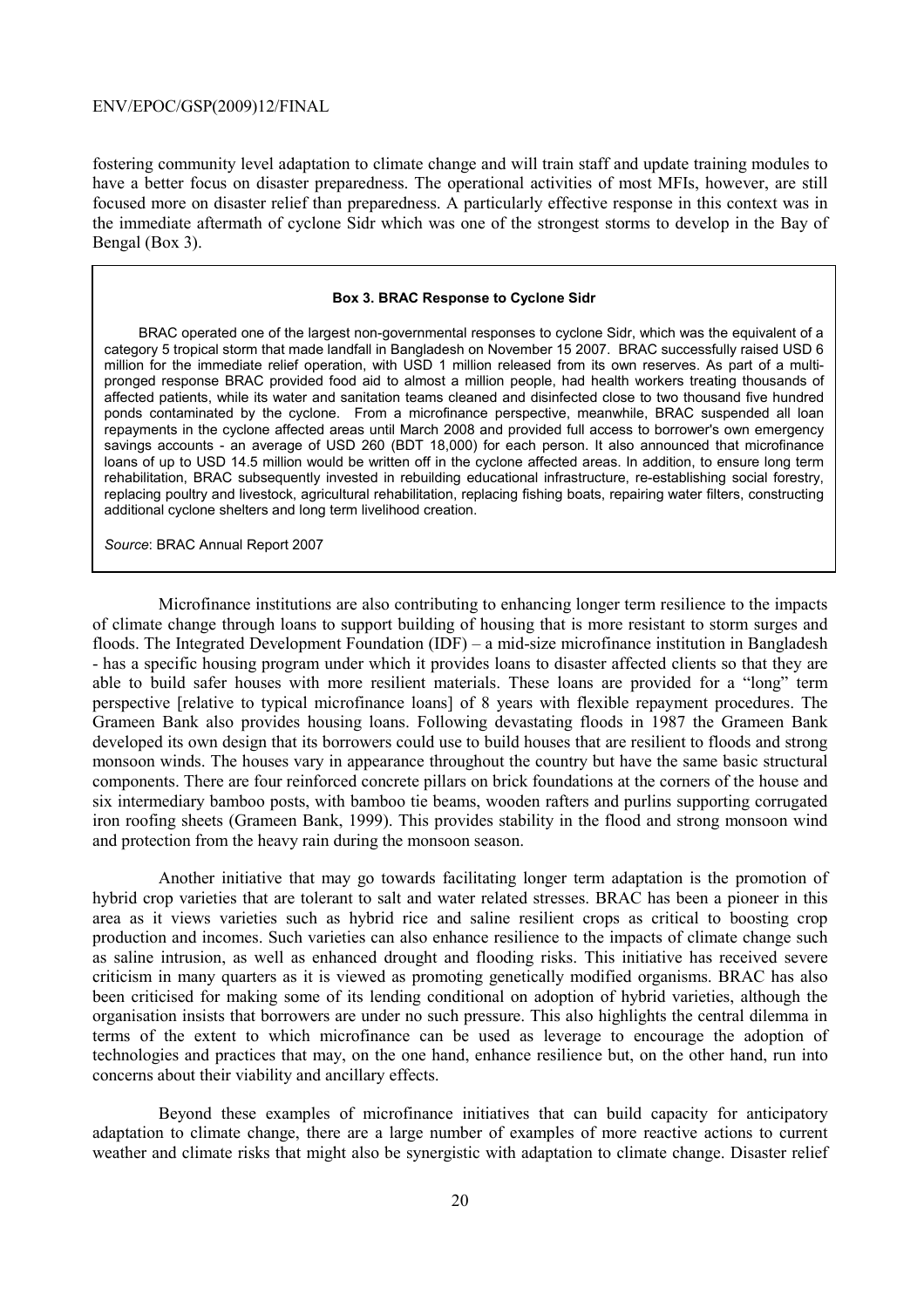fostering community level adaptation to climate change and will train staff and update training modules to have a better focus on disaster preparedness. The operational activities of most MFIs, however, are still focused more on disaster relief than preparedness. A particularly effective response in this context was in the immediate aftermath of cyclone Sidr which was one of the strongest storms to develop in the Bay of Bengal (Box 3).

> **Box 3. BRAC Response to Cyclone Sidr**
>
> BRAC operated one of the largest non-governmental responses to cyclone Sidr, which was the equivalent of a category 5 tropical storm that made landfall in Bangladesh on November 15 2007. BRAC successfully raised USD 6 million for the immediate relief operation, with USD 1 million released from its own reserves. As part of a multi-pronged response BRAC provided food aid to almost a million people, had health workers treating thousands of affected patients, while its water and sanitation teams cleaned and disinfected close to two thousand five hundred ponds contaminated by the cyclone. From a microfinance perspective, meanwhile, BRAC suspended all loan repayments in the cyclone affected areas until March 2008 and provided full access to borrower's own emergency savings accounts - an average of USD 260 (BDT 18,000) for each person. It also announced that microfinance loans of up to USD 14.5 million would be written off in the cyclone affected areas. In addition, to ensure long term rehabilitation, BRAC subsequently invested in rebuilding educational infrastructure, re-establishing social forestry, replacing poultry and livestock, agricultural rehabilitation, replacing fishing boats, repairing water filters, constructing additional cyclone shelters and long term livelihood creation.
>
> *Source*: BRAC Annual Report 2007

Microfinance institutions are also contributing to enhancing longer term resilience to the impacts of climate change through loans to support building of housing that is more resistant to storm surges and floods. The Integrated Development Foundation (IDF) – a mid-size microfinance institution in Bangladesh - has a specific housing program under which it provides loans to disaster affected clients so that they are able to build safer houses with more resilient materials. These loans are provided for a "long" term perspective [relative to typical microfinance loans] of 8 years with flexible repayment procedures. The Grameen Bank also provides housing loans. Following devastating floods in 1987 the Grameen Bank developed its own design that its borrowers could use to build houses that are resilient to floods and strong monsoon winds. The houses vary in appearance throughout the country but have the same basic structural components. There are four reinforced concrete pillars on brick foundations at the corners of the house and six intermediary bamboo posts, with bamboo tie beams, wooden rafters and purlins supporting corrugated iron roofing sheets (Grameen Bank, 1999). This provides stability in the flood and strong monsoon wind and protection from the heavy rain during the monsoon season.

Another initiative that may go towards facilitating longer term adaptation is the promotion of hybrid crop varieties that are tolerant to salt and water related stresses. BRAC has been a pioneer in this area as it views varieties such as hybrid rice and saline resilient crops as critical to boosting crop production and incomes. Such varieties can also enhance resilience to the impacts of climate change such as saline intrusion, as well as enhanced drought and flooding risks. This initiative has received severe criticism in many quarters as it is viewed as promoting genetically modified organisms. BRAC has also been criticised for making some of its lending conditional on adoption of hybrid varieties, although the organisation insists that borrowers are under no such pressure. This also highlights the central dilemma in terms of the extent to which microfinance can be used as leverage to encourage the adoption of technologies and practices that may, on the one hand, enhance resilience but, on the other hand, run into concerns about their viability and ancillary effects.

Beyond these examples of microfinance initiatives that can build capacity for anticipatory adaptation to climate change, there are a large number of examples of more reactive actions to current weather and climate risks that might also be synergistic with adaptation to climate change. Disaster relief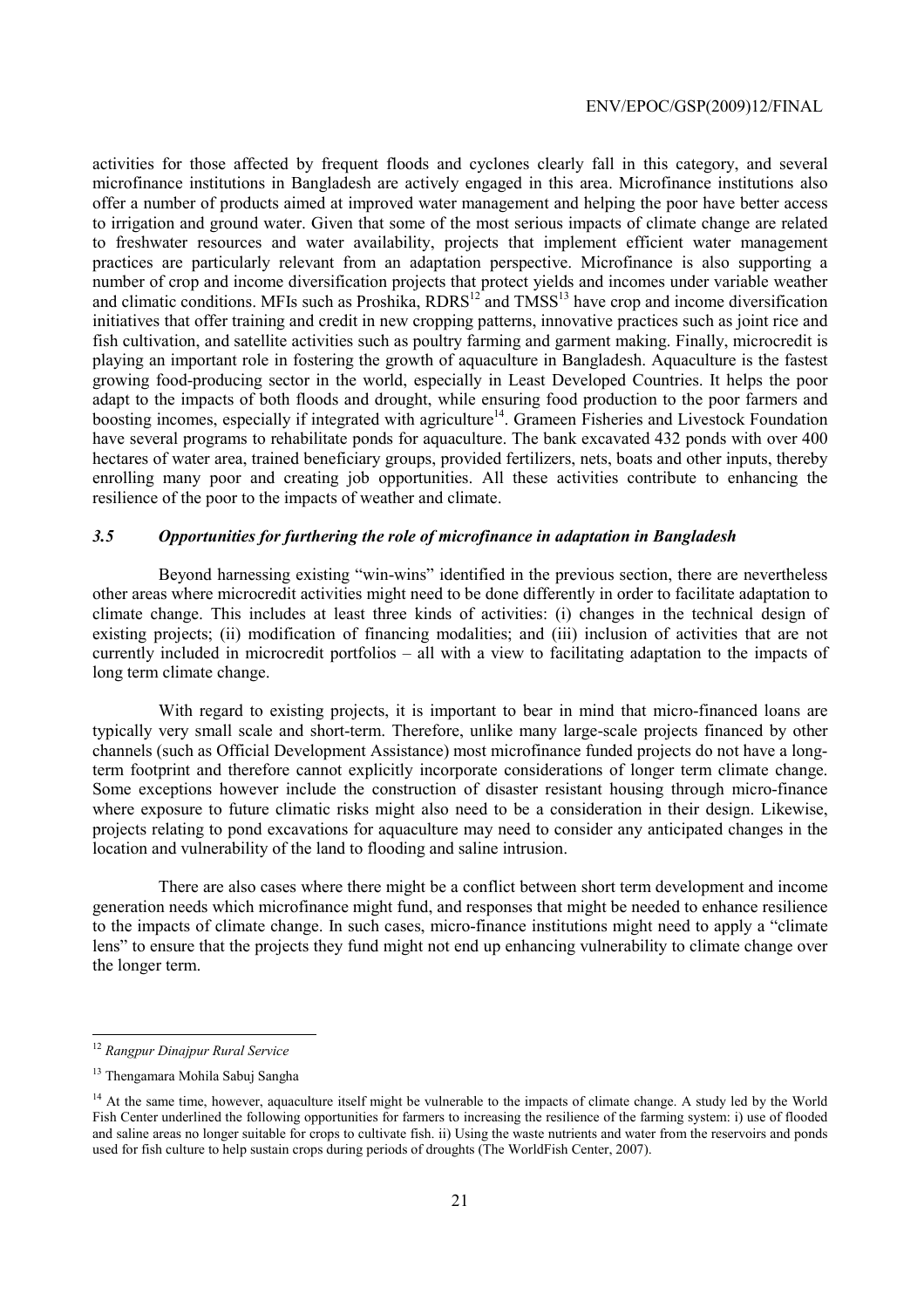activities for those affected by frequent floods and cyclones clearly fall in this category, and several microfinance institutions in Bangladesh are actively engaged in this area. Microfinance institutions also offer a number of products aimed at improved water management and helping the poor have better access to irrigation and ground water. Given that some of the most serious impacts of climate change are related to freshwater resources and water availability, projects that implement efficient water management practices are particularly relevant from an adaptation perspective. Microfinance is also supporting a number of crop and income diversification projects that protect yields and incomes under variable weather and climatic conditions. MFIs such as Proshika, RDRS[12] and TMSS[13] have crop and income diversification initiatives that offer training and credit in new cropping patterns, innovative practices such as joint rice and fish cultivation, and satellite activities such as poultry farming and garment making. Finally, microcredit is playing an important role in fostering the growth of aquaculture in Bangladesh. Aquaculture is the fastest growing food-producing sector in the world, especially in Least Developed Countries. It helps the poor adapt to the impacts of both floods and drought, while ensuring food production to the poor farmers and boosting incomes, especially if integrated with agriculture[14]. Grameen Fisheries and Livestock Foundation have several programs to rehabilitate ponds for aquaculture. The bank excavated 432 ponds with over 400 hectares of water area, trained beneficiary groups, provided fertilizers, nets, boats and other inputs, thereby enrolling many poor and creating job opportunities. All these activities contribute to enhancing the resilience of the poor to the impacts of weather and climate.

### *3.5 Opportunities for furthering the role of microfinance in adaptation in Bangladesh*

Beyond harnessing existing "win-wins" identified in the previous section, there are nevertheless other areas where microcredit activities might need to be done differently in order to facilitate adaptation to climate change. This includes at least three kinds of activities: (i) changes in the technical design of existing projects; (ii) modification of financing modalities; and (iii) inclusion of activities that are not currently included in microcredit portfolios – all with a view to facilitating adaptation to the impacts of long term climate change.

With regard to existing projects, it is important to bear in mind that micro-financed loans are typically very small scale and short-term. Therefore, unlike many large-scale projects financed by other channels (such as Official Development Assistance) most microfinance funded projects do not have a long-term footprint and therefore cannot explicitly incorporate considerations of longer term climate change. Some exceptions however include the construction of disaster resistant housing through micro-finance where exposure to future climatic risks might also need to be a consideration in their design. Likewise, projects relating to pond excavations for aquaculture may need to consider any anticipated changes in the location and vulnerability of the land to flooding and saline intrusion.

There are also cases where there might be a conflict between short term development and income generation needs which microfinance might fund, and responses that might be needed to enhance resilience to the impacts of climate change. In such cases, micro-finance institutions might need to apply a "climate lens" to ensure that the projects they fund might not end up enhancing vulnerability to climate change over the longer term.

---

[12] *Rangpur Dinajpur Rural Service*

[13] Thengamara Mohila Sabuj Sangha

[14] At the same time, however, aquaculture itself might be vulnerable to the impacts of climate change. A study led by the World Fish Center underlined the following opportunities for farmers to increasing the resilience of the farming system: i) use of flooded and saline areas no longer suitable for crops to cultivate fish. ii) Using the waste nutrients and water from the reservoirs and ponds used for fish culture to help sustain crops during periods of droughts (The WorldFish Center, 2007).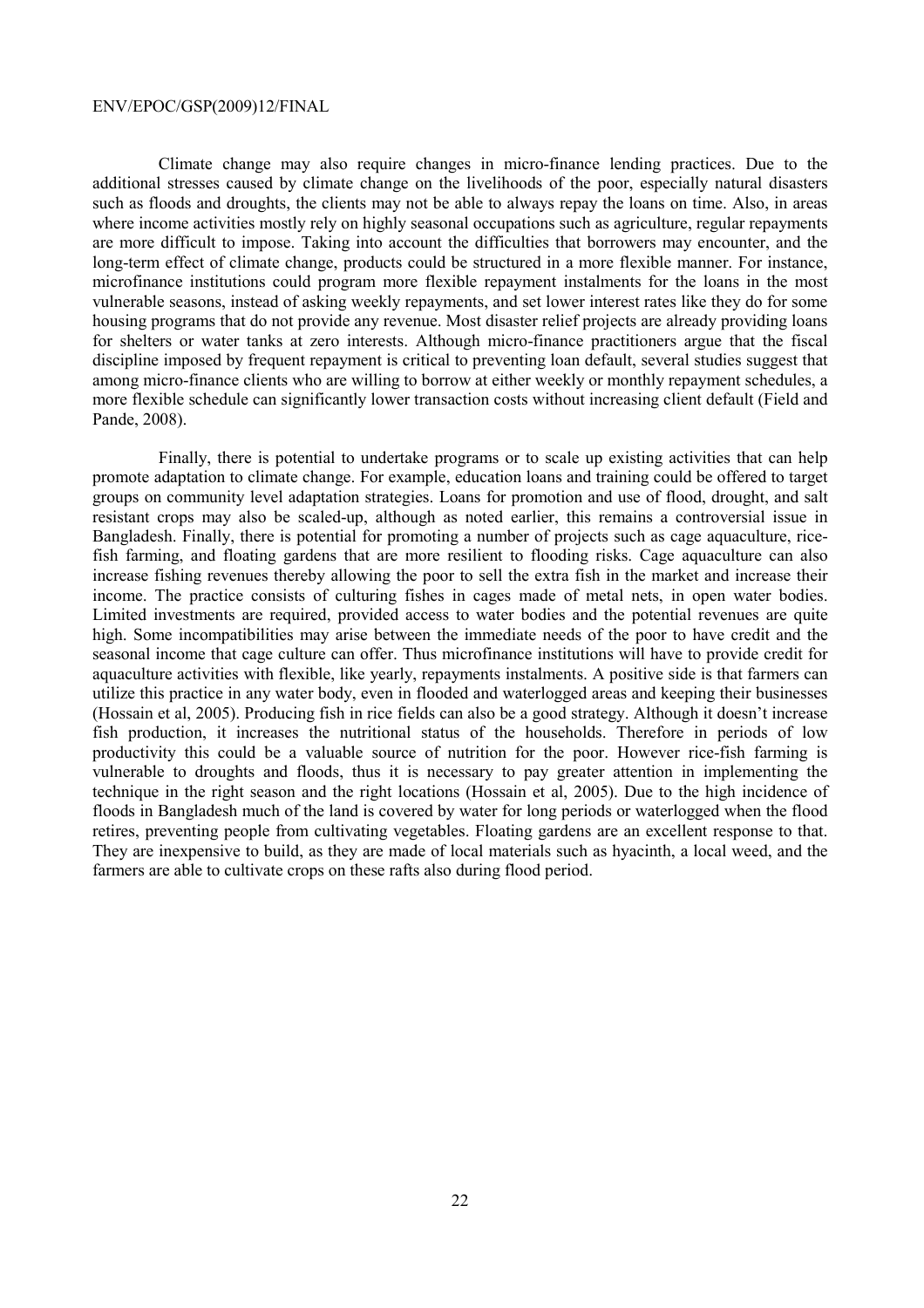Climate change may also require changes in micro-finance lending practices. Due to the additional stresses caused by climate change on the livelihoods of the poor, especially natural disasters such as floods and droughts, the clients may not be able to always repay the loans on time. Also, in areas where income activities mostly rely on highly seasonal occupations such as agriculture, regular repayments are more difficult to impose. Taking into account the difficulties that borrowers may encounter, and the long-term effect of climate change, products could be structured in a more flexible manner. For instance, microfinance institutions could program more flexible repayment instalments for the loans in the most vulnerable seasons, instead of asking weekly repayments, and set lower interest rates like they do for some housing programs that do not provide any revenue. Most disaster relief projects are already providing loans for shelters or water tanks at zero interests. Although micro-finance practitioners argue that the fiscal discipline imposed by frequent repayment is critical to preventing loan default, several studies suggest that among micro-finance clients who are willing to borrow at either weekly or monthly repayment schedules, a more flexible schedule can significantly lower transaction costs without increasing client default (Field and Pande, 2008).

Finally, there is potential to undertake programs or to scale up existing activities that can help promote adaptation to climate change. For example, education loans and training could be offered to target groups on community level adaptation strategies. Loans for promotion and use of flood, drought, and salt resistant crops may also be scaled-up, although as noted earlier, this remains a controversial issue in Bangladesh. Finally, there is potential for promoting a number of projects such as cage aquaculture, rice-fish farming, and floating gardens that are more resilient to flooding risks. Cage aquaculture can also increase fishing revenues thereby allowing the poor to sell the extra fish in the market and increase their income. The practice consists of culturing fishes in cages made of metal nets, in open water bodies. Limited investments are required, provided access to water bodies and the potential revenues are quite high. Some incompatibilities may arise between the immediate needs of the poor to have credit and the seasonal income that cage culture can offer. Thus microfinance institutions will have to provide credit for aquaculture activities with flexible, like yearly, repayments instalments. A positive side is that farmers can utilize this practice in any water body, even in flooded and waterlogged areas and keeping their businesses (Hossain et al, 2005). Producing fish in rice fields can also be a good strategy. Although it doesn't increase fish production, it increases the nutritional status of the households. Therefore in periods of low productivity this could be a valuable source of nutrition for the poor. However rice-fish farming is vulnerable to droughts and floods, thus it is necessary to pay greater attention in implementing the technique in the right season and the right locations (Hossain et al, 2005). Due to the high incidence of floods in Bangladesh much of the land is covered by water for long periods or waterlogged when the flood retires, preventing people from cultivating vegetables. Floating gardens are an excellent response to that. They are inexpensive to build, as they are made of local materials such as hyacinth, a local weed, and the farmers are able to cultivate crops on these rafts also during flood period.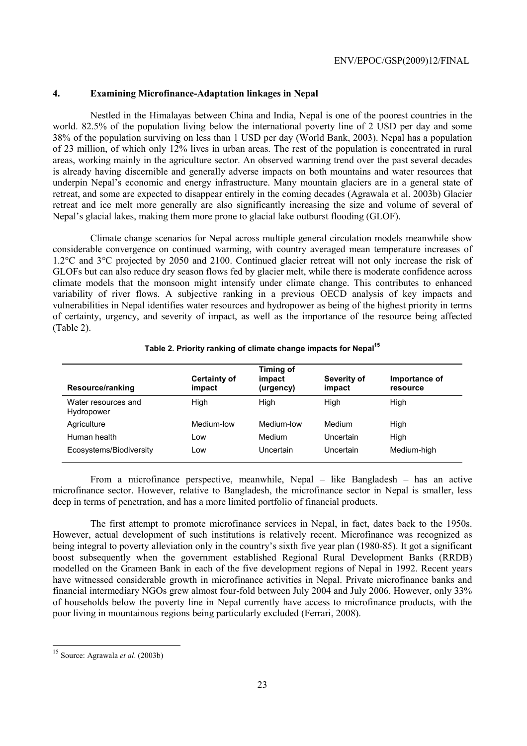## 4. Examining Microfinance-Adaptation linkages in Nepal

Nestled in the Himalayas between China and India, Nepal is one of the poorest countries in the world. 82.5% of the population living below the international poverty line of 2 USD per day and some 38% of the population surviving on less than 1 USD per day (World Bank, 2003). Nepal has a population of 23 million, of which only 12% lives in urban areas. The rest of the population is concentrated in rural areas, working mainly in the agriculture sector. An observed warming trend over the past several decades is already having discernible and generally adverse impacts on both mountains and water resources that underpin Nepal's economic and energy infrastructure. Many mountain glaciers are in a general state of retreat, and some are expected to disappear entirely in the coming decades (Agrawala et al. 2003b) Glacier retreat and ice melt more generally are also significantly increasing the size and volume of several of Nepal's glacial lakes, making them more prone to glacial lake outburst flooding (GLOF).

Climate change scenarios for Nepal across multiple general circulation models meanwhile show considerable convergence on continued warming, with country averaged mean temperature increases of 1.2°C and 3°C projected by 2050 and 2100. Continued glacier retreat will not only increase the risk of GLOFs but can also reduce dry season flows fed by glacier melt, while there is moderate confidence across climate models that the monsoon might intensify under climate change. This contributes to enhanced variability of river flows. A subjective ranking in a previous OECD analysis of key impacts and vulnerabilities in Nepal identifies water resources and hydropower as being of the highest priority in terms of certainty, urgency, and severity of impact, as well as the importance of the resource being affected (Table 2).

**Table 2. Priority ranking of climate change impacts for Nepal[15]**

| Resource/ranking | Certainty of impact | Timing of impact (urgency) | Severity of impact | Importance of resource |
|---|---|---|---|---|
| Water resources and Hydropower | High | High | High | High |
| Agriculture | Medium-low | Medium-low | Medium | High |
| Human health | Low | Medium | Uncertain | High |
| Ecosystems/Biodiversity | Low | Uncertain | Uncertain | Medium-high |

From a microfinance perspective, meanwhile, Nepal – like Bangladesh – has an active microfinance sector. However, relative to Bangladesh, the microfinance sector in Nepal is smaller, less deep in terms of penetration, and has a more limited portfolio of financial products.

The first attempt to promote microfinance services in Nepal, in fact, dates back to the 1950s. However, actual development of such institutions is relatively recent. Microfinance was recognized as being integral to poverty alleviation only in the country's sixth five year plan (1980-85). It got a significant boost subsequently when the government established Regional Rural Development Banks (RRDB) modelled on the Grameen Bank in each of the five development regions of Nepal in 1992. Recent years have witnessed considerable growth in microfinance activities in Nepal. Private microfinance banks and financial intermediary NGOs grew almost four-fold between July 2004 and July 2006. However, only 33% of households below the poverty line in Nepal currently have access to microfinance products, with the poor living in mountainous regions being particularly excluded (Ferrari, 2008).

[15] Source: Agrawala *et al*. (2003b)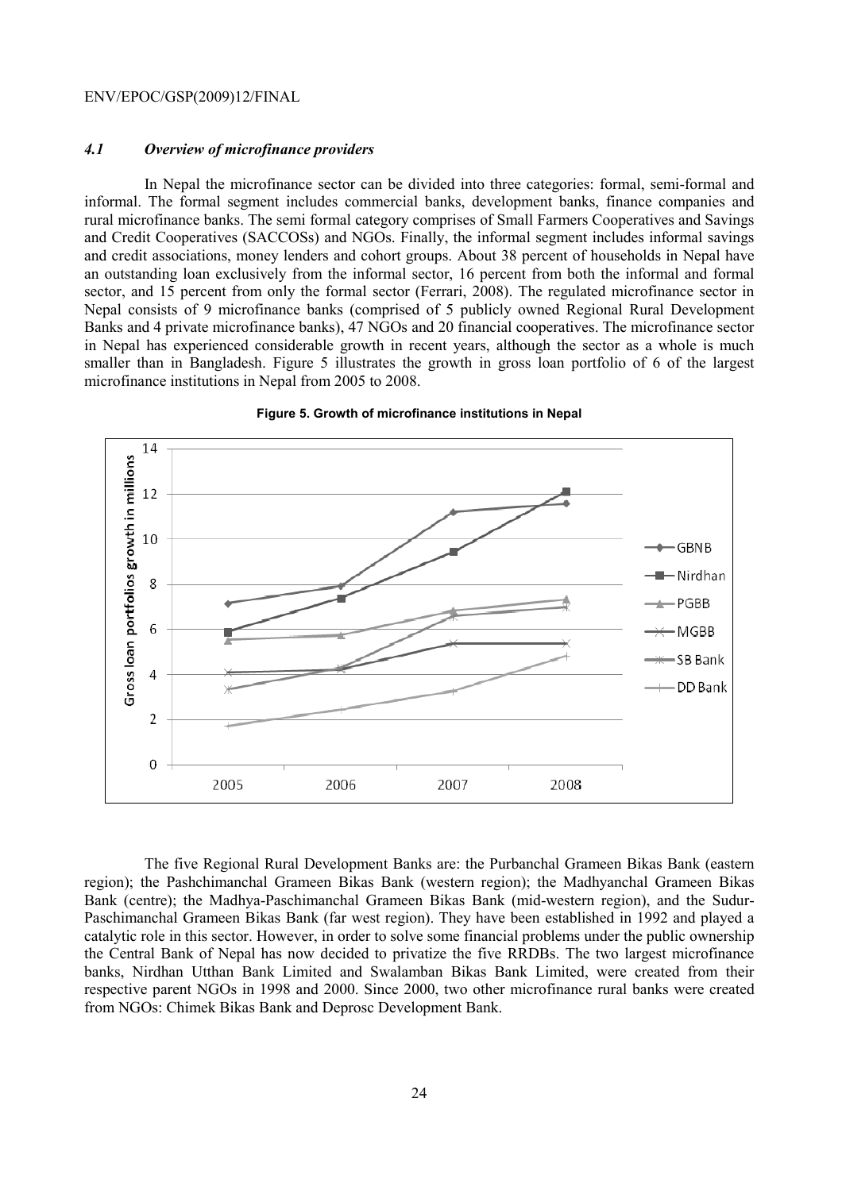### *4.1 Overview of microfinance providers*

In Nepal the microfinance sector can be divided into three categories: formal, semi-formal and informal. The formal segment includes commercial banks, development banks, finance companies and rural microfinance banks. The semi formal category comprises of Small Farmers Cooperatives and Savings and Credit Cooperatives (SACCOSs) and NGOs. Finally, the informal segment includes informal savings and credit associations, money lenders and cohort groups. About 38 percent of households in Nepal have an outstanding loan exclusively from the informal sector, 16 percent from both the informal and formal sector, and 15 percent from only the formal sector (Ferrari, 2008). The regulated microfinance sector in Nepal consists of 9 microfinance banks (comprised of 5 publicly owned Regional Rural Development Banks and 4 private microfinance banks), 47 NGOs and 20 financial cooperatives. The microfinance sector in Nepal has experienced considerable growth in recent years, although the sector as a whole is much smaller than in Bangladesh. Figure 5 illustrates the growth in gross loan portfolio of 6 of the largest microfinance institutions in Nepal from 2005 to 2008.

**Figure 5. Growth of microfinance institutions in Nepal**

The five Regional Rural Development Banks are: the Purbanchal Grameen Bikas Bank (eastern region); the Pashchimanchal Grameen Bikas Bank (western region); the Madhyanchal Grameen Bikas Bank (centre); the Madhya-Paschimanchal Grameen Bikas Bank (mid-western region), and the Sudur-Paschimanchal Grameen Bikas Bank (far west region). They have been established in 1992 and played a catalytic role in this sector. However, in order to solve some financial problems under the public ownership the Central Bank of Nepal has now decided to privatize the five RRDBs. The two largest microfinance banks, Nirdhan Utthan Bank Limited and Swalamban Bikas Bank Limited, were created from their respective parent NGOs in 1998 and 2000. Since 2000, two other microfinance rural banks were created from NGOs: Chimek Bikas Bank and Deprosc Development Bank.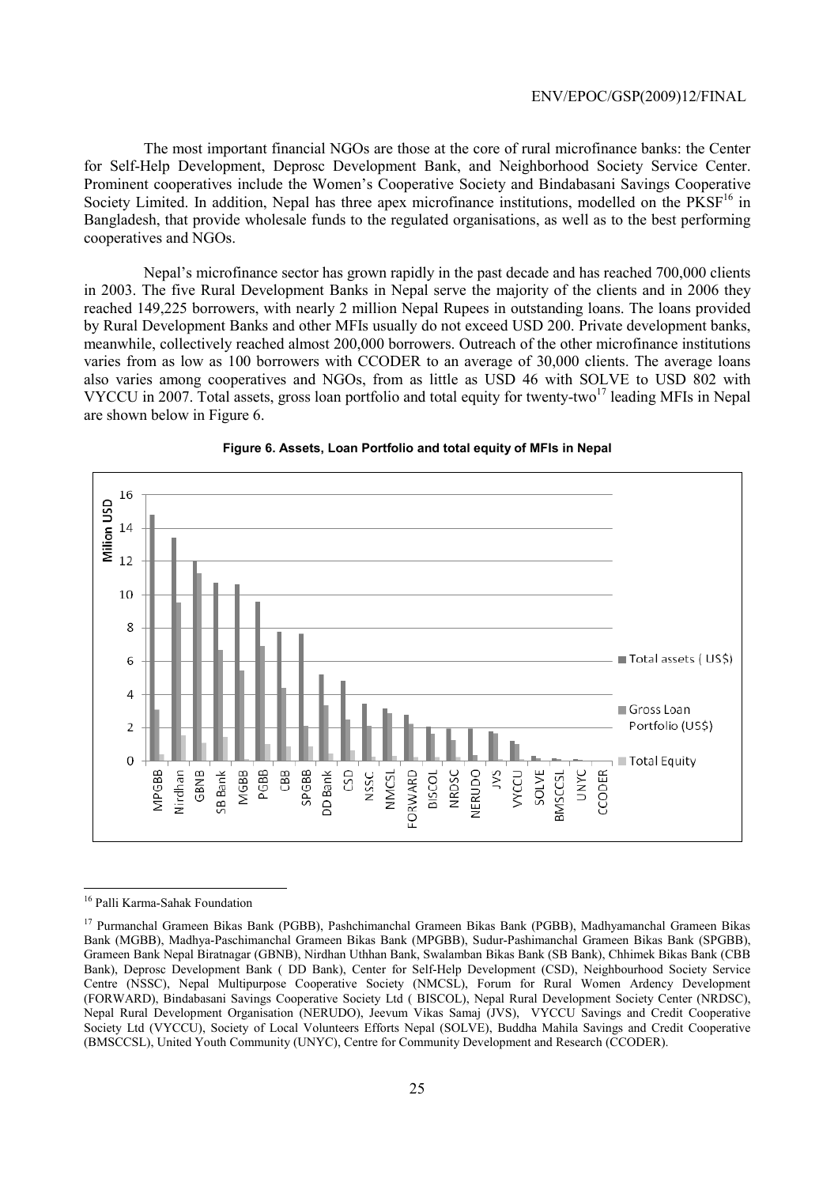The most important financial NGOs are those at the core of rural microfinance banks: the Center for Self-Help Development, Deprosc Development Bank, and Neighborhood Society Service Center. Prominent cooperatives include the Women's Cooperative Society and Bindabasani Savings Cooperative Society Limited. In addition, Nepal has three apex microfinance institutions, modelled on the PKSF[16] in Bangladesh, that provide wholesale funds to the regulated organisations, as well as to the best performing cooperatives and NGOs.

Nepal's microfinance sector has grown rapidly in the past decade and has reached 700,000 clients in 2003. The five Rural Development Banks in Nepal serve the majority of the clients and in 2006 they reached 149,225 borrowers, with nearly 2 million Nepal Rupees in outstanding loans. The loans provided by Rural Development Banks and other MFIs usually do not exceed USD 200. Private development banks, meanwhile, collectively reached almost 200,000 borrowers. Outreach of the other microfinance institutions varies from as low as 100 borrowers with CCODER to an average of 30,000 clients. The average loans also varies among cooperatives and NGOs, from as little as USD 46 with SOLVE to USD 802 with VYCCU in 2007. Total assets, gross loan portfolio and total equity for twenty-two[17] leading MFIs in Nepal are shown below in Figure 6.

**Figure 6. Assets, Loan Portfolio and total equity of MFIs in Nepal**

[16] Palli Karma-Sahak Foundation

[17] Purmanchal Grameen Bikas Bank (PGBB), Pashchimanchal Grameen Bikas Bank (PGBB), Madhyamanchal Grameen Bikas Bank (MGBB), Madhya-Paschimanchal Grameen Bikas Bank (MPGBB), Sudur-Pashimanchal Grameen Bikas Bank (SPGBB), Grameen Bank Nepal Biratnagar (GBNB), Nirdhan Uthhan Bank, Swalamban Bikas Bank (SB Bank), Chhimek Bikas Bank (CBB Bank), Deprosc Development Bank ( DD Bank), Center for Self-Help Development (CSD), Neighbourhood Society Service Centre (NSSC), Nepal Multipurpose Cooperative Society (NMCSL), Forum for Rural Women Ardency Development (FORWARD), Bindabasani Savings Cooperative Society Ltd ( BISCOL), Nepal Rural Development Society Center (NRDSC), Nepal Rural Development Organisation (NERUDO), Jeevum Vikas Samaj (JVS), VYCCU Savings and Credit Cooperative Society Ltd (VYCCU), Society of Local Volunteers Efforts Nepal (SOLVE), Buddha Mahila Savings and Credit Cooperative (BMSCCSL), United Youth Community (UNYC), Centre for Community Development and Research (CCODER).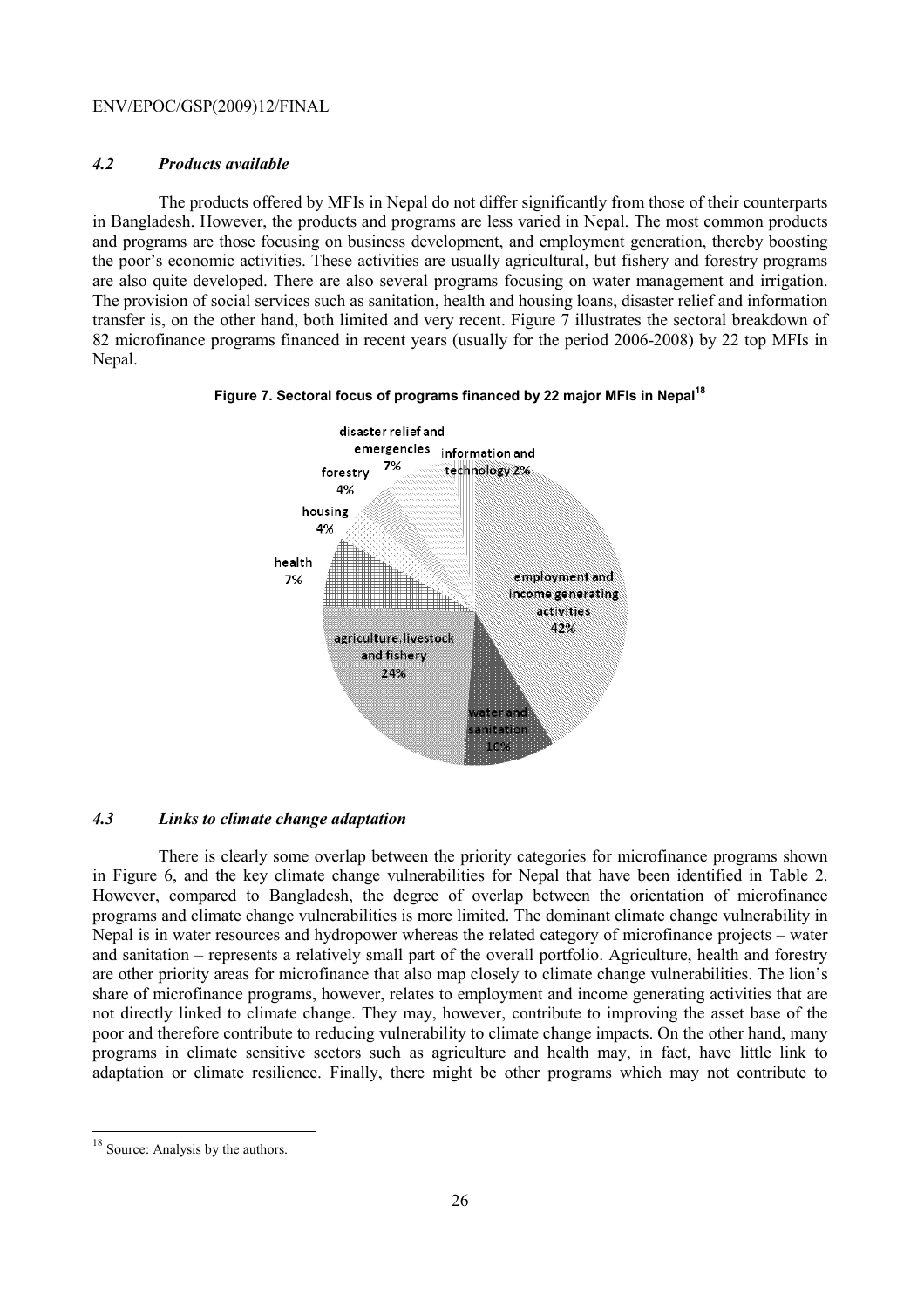### *4.2 Products available*

The products offered by MFIs in Nepal do not differ significantly from those of their counterparts in Bangladesh. However, the products and programs are less varied in Nepal. The most common products and programs are those focusing on business development, and employment generation, thereby boosting the poor's economic activities. These activities are usually agricultural, but fishery and forestry programs are also quite developed. There are also several programs focusing on water management and irrigation. The provision of social services such as sanitation, health and housing loans, disaster relief and information transfer is, on the other hand, both limited and very recent. Figure 7 illustrates the sectoral breakdown of 82 microfinance programs financed in recent years (usually for the period 2006-2008) by 22 top MFIs in Nepal.

**Figure 7. Sectoral focus of programs financed by 22 major MFIs in Nepal[18]**

disaster relief and emergencies 7%

information and technology 2%

forestry 4%

housing 4%

health 7%

employment and income generating activities 42%

agriculture, livestock and fishery 24%

water and sanitation 10%

### *4.3 Links to climate change adaptation*

There is clearly some overlap between the priority categories for microfinance programs shown in Figure 6, and the key climate change vulnerabilities for Nepal that have been identified in Table 2. However, compared to Bangladesh, the degree of overlap between the orientation of microfinance programs and climate change vulnerabilities is more limited. The dominant climate change vulnerability in Nepal is in water resources and hydropower whereas the related category of microfinance projects – water and sanitation – represents a relatively small part of the overall portfolio. Agriculture, health and forestry are other priority areas for microfinance that also map closely to climate change vulnerabilities. The lion's share of microfinance programs, however, relates to employment and income generating activities that are not directly linked to climate change. They may, however, contribute to improving the asset base of the poor and therefore contribute to reducing vulnerability to climate change impacts. On the other hand, many programs in climate sensitive sectors such as agriculture and health may, in fact, have little link to adaptation or climate resilience. Finally, there might be other programs which may not contribute to

---

[18] Source: Analysis by the authors.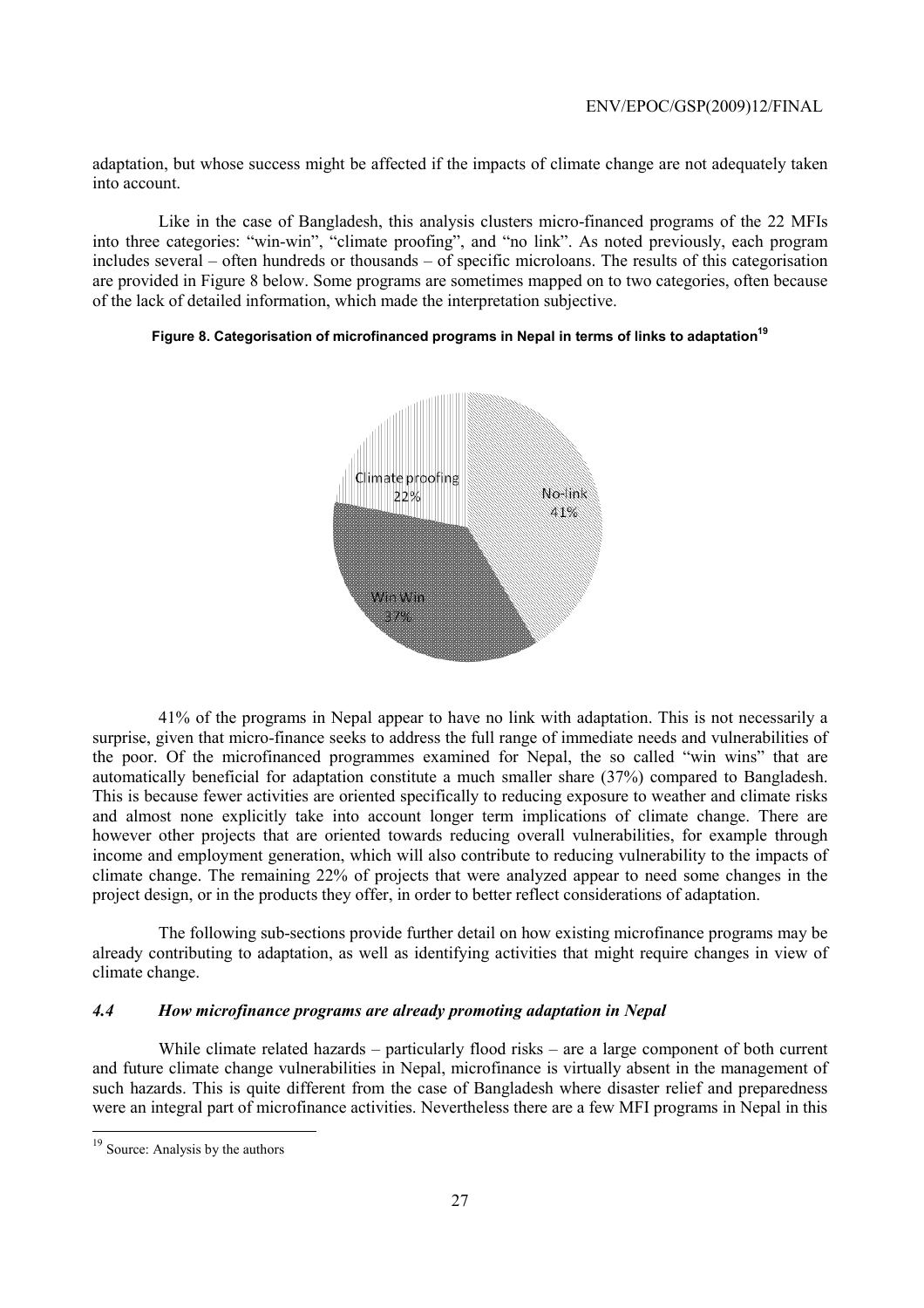adaptation, but whose success might be affected if the impacts of climate change are not adequately taken into account.

Like in the case of Bangladesh, this analysis clusters micro-financed programs of the 22 MFIs into three categories: "win-win", "climate proofing", and "no link". As noted previously, each program includes several – often hundreds or thousands – of specific microloans. The results of this categorisation are provided in Figure 8 below. Some programs are sometimes mapped on to two categories, often because of the lack of detailed information, which made the interpretation subjective.

**Figure 8. Categorisation of microfinanced programs in Nepal in terms of links to adaptation[19]**

Climate proofing 22%

No-link 41%

Win Win 37%

41% of the programs in Nepal appear to have no link with adaptation. This is not necessarily a surprise, given that micro-finance seeks to address the full range of immediate needs and vulnerabilities of the poor. Of the microfinanced programmes examined for Nepal, the so called "win wins" that are automatically beneficial for adaptation constitute a much smaller share (37%) compared to Bangladesh. This is because fewer activities are oriented specifically to reducing exposure to weather and climate risks and almost none explicitly take into account longer term implications of climate change. There are however other projects that are oriented towards reducing overall vulnerabilities, for example through income and employment generation, which will also contribute to reducing vulnerability to the impacts of climate change. The remaining 22% of projects that were analyzed appear to need some changes in the project design, or in the products they offer, in order to better reflect considerations of adaptation.

The following sub-sections provide further detail on how existing microfinance programs may be already contributing to adaptation, as well as identifying activities that might require changes in view of climate change.

### *4.4 How microfinance programs are already promoting adaptation in Nepal*

While climate related hazards – particularly flood risks – are a large component of both current and future climate change vulnerabilities in Nepal, microfinance is virtually absent in the management of such hazards. This is quite different from the case of Bangladesh where disaster relief and preparedness were an integral part of microfinance activities. Nevertheless there are a few MFI programs in Nepal in this

---

[19] Source: Analysis by the authors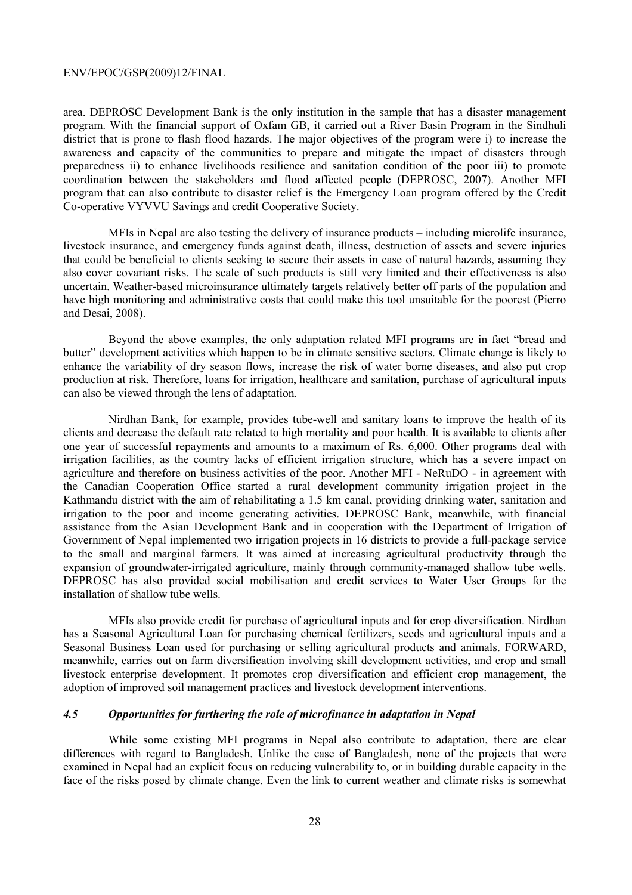area. DEPROSC Development Bank is the only institution in the sample that has a disaster management program. With the financial support of Oxfam GB, it carried out a River Basin Program in the Sindhuli district that is prone to flash flood hazards. The major objectives of the program were i) to increase the awareness and capacity of the communities to prepare and mitigate the impact of disasters through preparedness ii) to enhance livelihoods resilience and sanitation condition of the poor iii) to promote coordination between the stakeholders and flood affected people (DEPROSC, 2007). Another MFI program that can also contribute to disaster relief is the Emergency Loan program offered by the Credit Co-operative VYVVU Savings and credit Cooperative Society.

MFIs in Nepal are also testing the delivery of insurance products – including microlife insurance, livestock insurance, and emergency funds against death, illness, destruction of assets and severe injuries that could be beneficial to clients seeking to secure their assets in case of natural hazards, assuming they also cover covariant risks. The scale of such products is still very limited and their effectiveness is also uncertain. Weather-based microinsurance ultimately targets relatively better off parts of the population and have high monitoring and administrative costs that could make this tool unsuitable for the poorest (Pierro and Desai, 2008).

Beyond the above examples, the only adaptation related MFI programs are in fact "bread and butter" development activities which happen to be in climate sensitive sectors. Climate change is likely to enhance the variability of dry season flows, increase the risk of water borne diseases, and also put crop production at risk. Therefore, loans for irrigation, healthcare and sanitation, purchase of agricultural inputs can also be viewed through the lens of adaptation.

Nirdhan Bank, for example, provides tube-well and sanitary loans to improve the health of its clients and decrease the default rate related to high mortality and poor health. It is available to clients after one year of successful repayments and amounts to a maximum of Rs. 6,000. Other programs deal with irrigation facilities, as the country lacks of efficient irrigation structure, which has a severe impact on agriculture and therefore on business activities of the poor. Another MFI - NeRuDO - in agreement with the Canadian Cooperation Office started a rural development community irrigation project in the Kathmandu district with the aim of rehabilitating a 1.5 km canal, providing drinking water, sanitation and irrigation to the poor and income generating activities. DEPROSC Bank, meanwhile, with financial assistance from the Asian Development Bank and in cooperation with the Department of Irrigation of Government of Nepal implemented two irrigation projects in 16 districts to provide a full-package service to the small and marginal farmers. It was aimed at increasing agricultural productivity through the expansion of groundwater-irrigated agriculture, mainly through community-managed shallow tube wells. DEPROSC has also provided social mobilisation and credit services to Water User Groups for the installation of shallow tube wells.

MFIs also provide credit for purchase of agricultural inputs and for crop diversification. Nirdhan has a Seasonal Agricultural Loan for purchasing chemical fertilizers, seeds and agricultural inputs and a Seasonal Business Loan used for purchasing or selling agricultural products and animals. FORWARD, meanwhile, carries out on farm diversification involving skill development activities, and crop and small livestock enterprise development. It promotes crop diversification and efficient crop management, the adoption of improved soil management practices and livestock development interventions.

### *4.5 Opportunities for furthering the role of microfinance in adaptation in Nepal*

While some existing MFI programs in Nepal also contribute to adaptation, there are clear differences with regard to Bangladesh. Unlike the case of Bangladesh, none of the projects that were examined in Nepal had an explicit focus on reducing vulnerability to, or in building durable capacity in the face of the risks posed by climate change. Even the link to current weather and climate risks is somewhat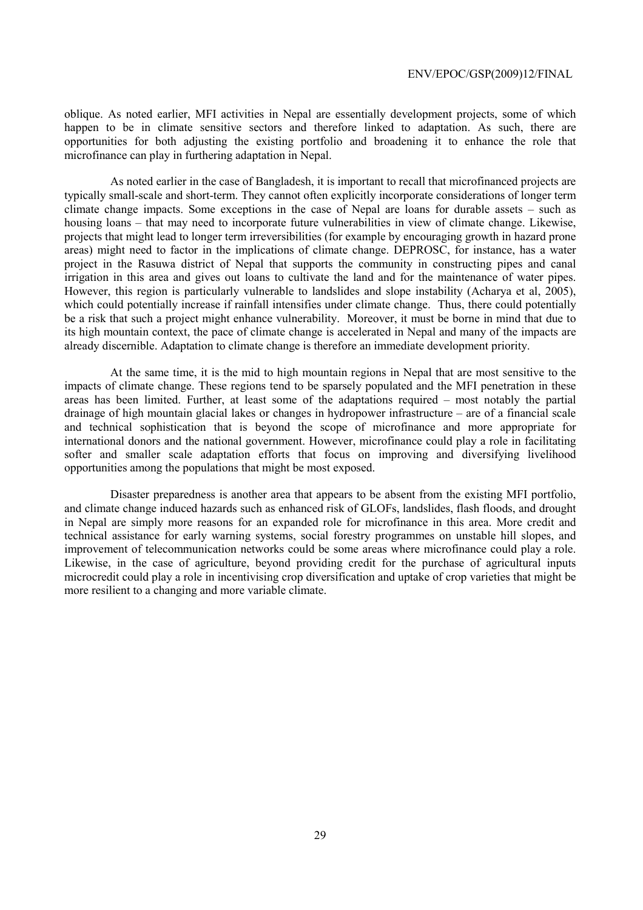oblique. As noted earlier, MFI activities in Nepal are essentially development projects, some of which happen to be in climate sensitive sectors and therefore linked to adaptation. As such, there are opportunities for both adjusting the existing portfolio and broadening it to enhance the role that microfinance can play in furthering adaptation in Nepal.

As noted earlier in the case of Bangladesh, it is important to recall that microfinanced projects are typically small-scale and short-term. They cannot often explicitly incorporate considerations of longer term climate change impacts. Some exceptions in the case of Nepal are loans for durable assets – such as housing loans – that may need to incorporate future vulnerabilities in view of climate change. Likewise, projects that might lead to longer term irreversibilities (for example by encouraging growth in hazard prone areas) might need to factor in the implications of climate change. DEPROSC, for instance, has a water project in the Rasuwa district of Nepal that supports the community in constructing pipes and canal irrigation in this area and gives out loans to cultivate the land and for the maintenance of water pipes. However, this region is particularly vulnerable to landslides and slope instability (Acharya et al, 2005), which could potentially increase if rainfall intensifies under climate change. Thus, there could potentially be a risk that such a project might enhance vulnerability. Moreover, it must be borne in mind that due to its high mountain context, the pace of climate change is accelerated in Nepal and many of the impacts are already discernible. Adaptation to climate change is therefore an immediate development priority.

At the same time, it is the mid to high mountain regions in Nepal that are most sensitive to the impacts of climate change. These regions tend to be sparsely populated and the MFI penetration in these areas has been limited. Further, at least some of the adaptations required – most notably the partial drainage of high mountain glacial lakes or changes in hydropower infrastructure – are of a financial scale and technical sophistication that is beyond the scope of microfinance and more appropriate for international donors and the national government. However, microfinance could play a role in facilitating softer and smaller scale adaptation efforts that focus on improving and diversifying livelihood opportunities among the populations that might be most exposed.

Disaster preparedness is another area that appears to be absent from the existing MFI portfolio, and climate change induced hazards such as enhanced risk of GLOFs, landslides, flash floods, and drought in Nepal are simply more reasons for an expanded role for microfinance in this area. More credit and technical assistance for early warning systems, social forestry programmes on unstable hill slopes, and improvement of telecommunication networks could be some areas where microfinance could play a role. Likewise, in the case of agriculture, beyond providing credit for the purchase of agricultural inputs microcredit could play a role in incentivising crop diversification and uptake of crop varieties that might be more resilient to a changing and more variable climate.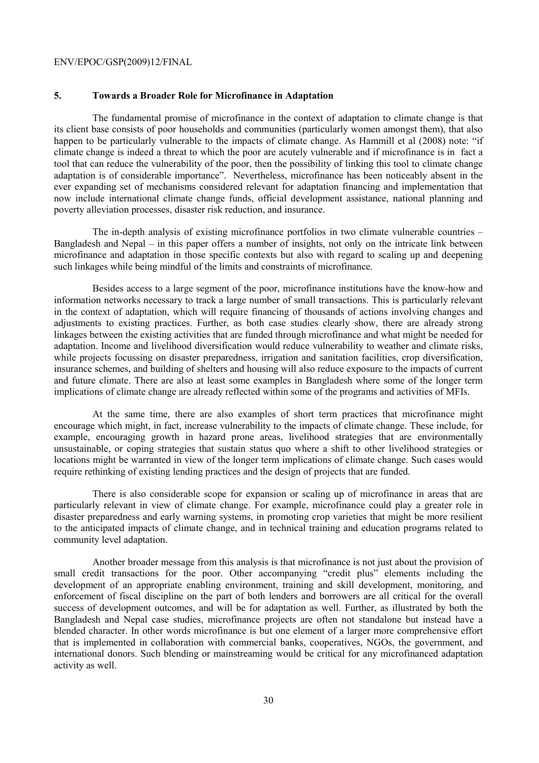## 5. Towards a Broader Role for Microfinance in Adaptation

The fundamental promise of microfinance in the context of adaptation to climate change is that its client base consists of poor households and communities (particularly women amongst them), that also happen to be particularly vulnerable to the impacts of climate change. As Hammill et al (2008) note: "if climate change is indeed a threat to which the poor are acutely vulnerable and if microfinance is in fact a tool that can reduce the vulnerability of the poor, then the possibility of linking this tool to climate change adaptation is of considerable importance". Nevertheless, microfinance has been noticeably absent in the ever expanding set of mechanisms considered relevant for adaptation financing and implementation that now include international climate change funds, official development assistance, national planning and poverty alleviation processes, disaster risk reduction, and insurance.

The in-depth analysis of existing microfinance portfolios in two climate vulnerable countries – Bangladesh and Nepal – in this paper offers a number of insights, not only on the intricate link between microfinance and adaptation in those specific contexts but also with regard to scaling up and deepening such linkages while being mindful of the limits and constraints of microfinance.

Besides access to a large segment of the poor, microfinance institutions have the know-how and information networks necessary to track a large number of small transactions. This is particularly relevant in the context of adaptation, which will require financing of thousands of actions involving changes and adjustments to existing practices. Further, as both case studies clearly show, there are already strong linkages between the existing activities that are funded through microfinance and what might be needed for adaptation. Income and livelihood diversification would reduce vulnerability to weather and climate risks, while projects focussing on disaster preparedness, irrigation and sanitation facilities, crop diversification, insurance schemes, and building of shelters and housing will also reduce exposure to the impacts of current and future climate. There are also at least some examples in Bangladesh where some of the longer term implications of climate change are already reflected within some of the programs and activities of MFIs.

At the same time, there are also examples of short term practices that microfinance might encourage which might, in fact, increase vulnerability to the impacts of climate change. These include, for example, encouraging growth in hazard prone areas, livelihood strategies that are environmentally unsustainable, or coping strategies that sustain status quo where a shift to other livelihood strategies or locations might be warranted in view of the longer term implications of climate change. Such cases would require rethinking of existing lending practices and the design of projects that are funded.

There is also considerable scope for expansion or scaling up of microfinance in areas that are particularly relevant in view of climate change. For example, microfinance could play a greater role in disaster preparedness and early warning systems, in promoting crop varieties that might be more resilient to the anticipated impacts of climate change, and in technical training and education programs related to community level adaptation.

Another broader message from this analysis is that microfinance is not just about the provision of small credit transactions for the poor. Other accompanying "credit plus" elements including the development of an appropriate enabling environment, training and skill development, monitoring, and enforcement of fiscal discipline on the part of both lenders and borrowers are all critical for the overall success of development outcomes, and will be for adaptation as well. Further, as illustrated by both the Bangladesh and Nepal case studies, microfinance projects are often not standalone but instead have a blended character. In other words microfinance is but one element of a larger more comprehensive effort that is implemented in collaboration with commercial banks, cooperatives, NGOs, the government, and international donors. Such blending or mainstreaming would be critical for any microfinanced adaptation activity as well.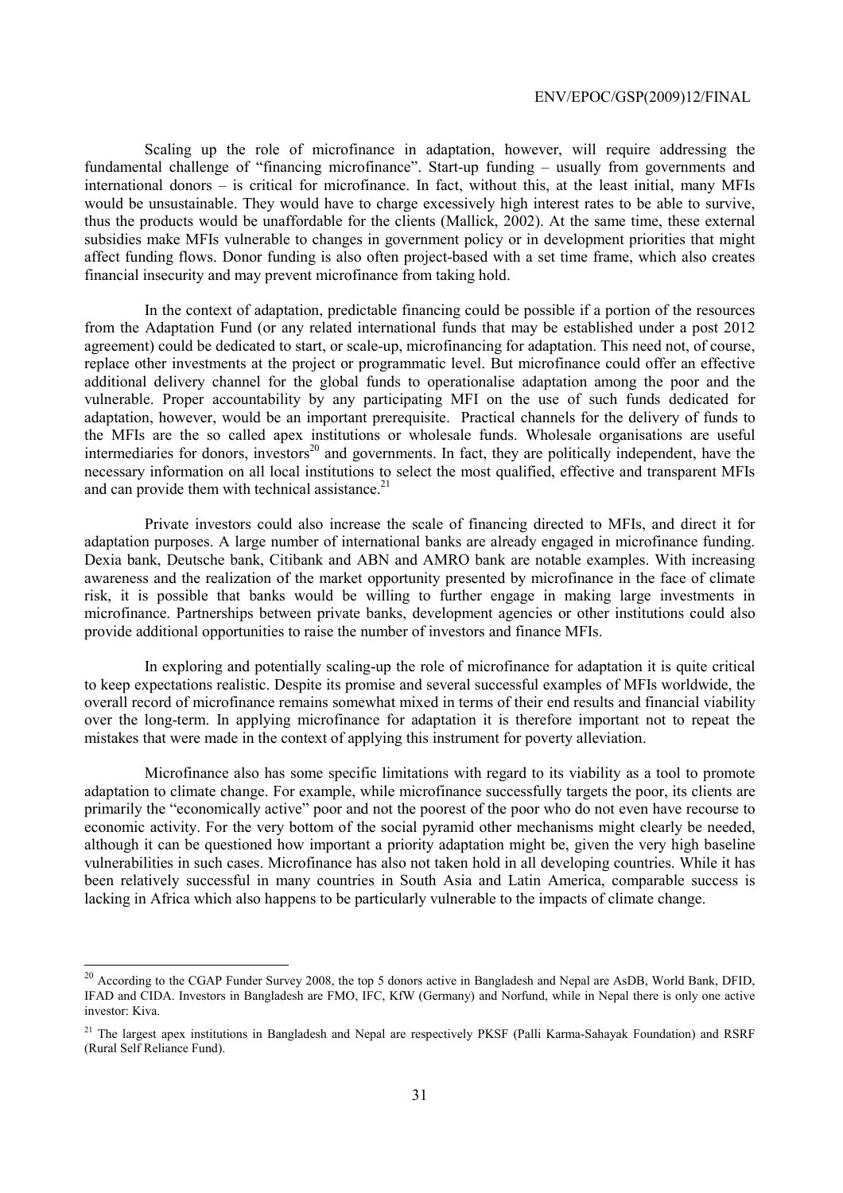Scaling up the role of microfinance in adaptation, however, will require addressing the fundamental challenge of "financing microfinance". Start-up funding – usually from governments and international donors – is critical for microfinance. In fact, without this, at the least initial, many MFIs would be unsustainable. They would have to charge excessively high interest rates to be able to survive, thus the products would be unaffordable for the clients (Mallick, 2002). At the same time, these external subsidies make MFIs vulnerable to changes in government policy or in development priorities that might affect funding flows. Donor funding is also often project-based with a set time frame, which also creates financial insecurity and may prevent microfinance from taking hold.

In the context of adaptation, predictable financing could be possible if a portion of the resources from the Adaptation Fund (or any related international funds that may be established under a post 2012 agreement) could be dedicated to start, or scale-up, microfinancing for adaptation. This need not, of course, replace other investments at the project or programmatic level. But microfinance could offer an effective additional delivery channel for the global funds to operationalise adaptation among the poor and the vulnerable. Proper accountability by any participating MFI on the use of such funds dedicated for adaptation, however, would be an important prerequisite. Practical channels for the delivery of funds to the MFIs are the so called apex institutions or wholesale funds. Wholesale organisations are useful intermediaries for donors, investors[20] and governments. In fact, they are politically independent, have the necessary information on all local institutions to select the most qualified, effective and transparent MFIs and can provide them with technical assistance.[21]

Private investors could also increase the scale of financing directed to MFIs, and direct it for adaptation purposes. A large number of international banks are already engaged in microfinance funding. Dexia bank, Deutsche bank, Citibank and ABN and AMRO bank are notable examples. With increasing awareness and the realization of the market opportunity presented by microfinance in the face of climate risk, it is possible that banks would be willing to further engage in making large investments in microfinance. Partnerships between private banks, development agencies or other institutions could also provide additional opportunities to raise the number of investors and finance MFIs.

In exploring and potentially scaling-up the role of microfinance for adaptation it is quite critical to keep expectations realistic. Despite its promise and several successful examples of MFIs worldwide, the overall record of microfinance remains somewhat mixed in terms of their end results and financial viability over the long-term. In applying microfinance for adaptation it is therefore important not to repeat the mistakes that were made in the context of applying this instrument for poverty alleviation.

Microfinance also has some specific limitations with regard to its viability as a tool to promote adaptation to climate change. For example, while microfinance successfully targets the poor, its clients are primarily the "economically active" poor and not the poorest of the poor who do not even have recourse to economic activity. For the very bottom of the social pyramid other mechanisms might clearly be needed, although it can be questioned how important a priority adaptation might be, given the very high baseline vulnerabilities in such cases. Microfinance has also not taken hold in all developing countries. While it has been relatively successful in many countries in South Asia and Latin America, comparable success is lacking in Africa which also happens to be particularly vulnerable to the impacts of climate change.

---

[20] According to the CGAP Funder Survey 2008, the top 5 donors active in Bangladesh and Nepal are AsDB, World Bank, DFID, IFAD and CIDA. Investors in Bangladesh are FMO, IFC, KfW (Germany) and Norfund, while in Nepal there is only one active investor: Kiva.

[21] The largest apex institutions in Bangladesh and Nepal are respectively PKSF (Palli Karma-Sahayak Foundation) and RSRF (Rural Self Reliance Fund).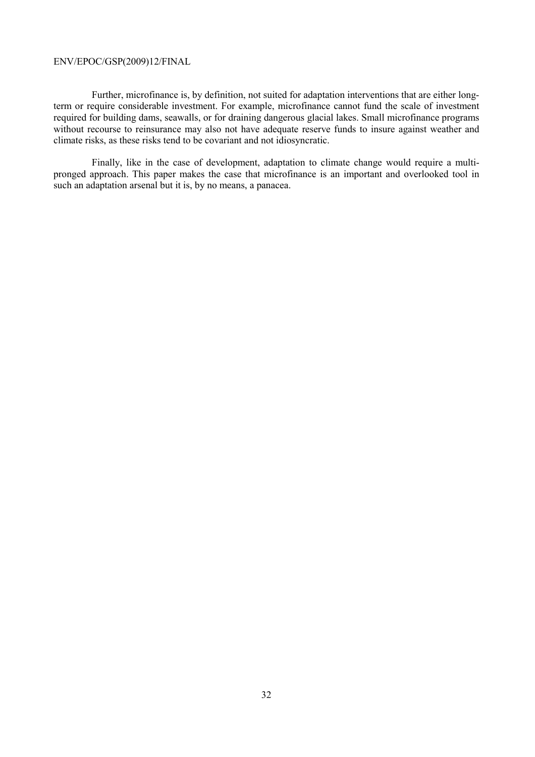Further, microfinance is, by definition, not suited for adaptation interventions that are either long-term or require considerable investment. For example, microfinance cannot fund the scale of investment required for building dams, seawalls, or for draining dangerous glacial lakes. Small microfinance programs without recourse to reinsurance may also not have adequate reserve funds to insure against weather and climate risks, as these risks tend to be covariant and not idiosyncratic.

Finally, like in the case of development, adaptation to climate change would require a multi-pronged approach. This paper makes the case that microfinance is an important and overlooked tool in such an adaptation arsenal but it is, by no means, a panacea.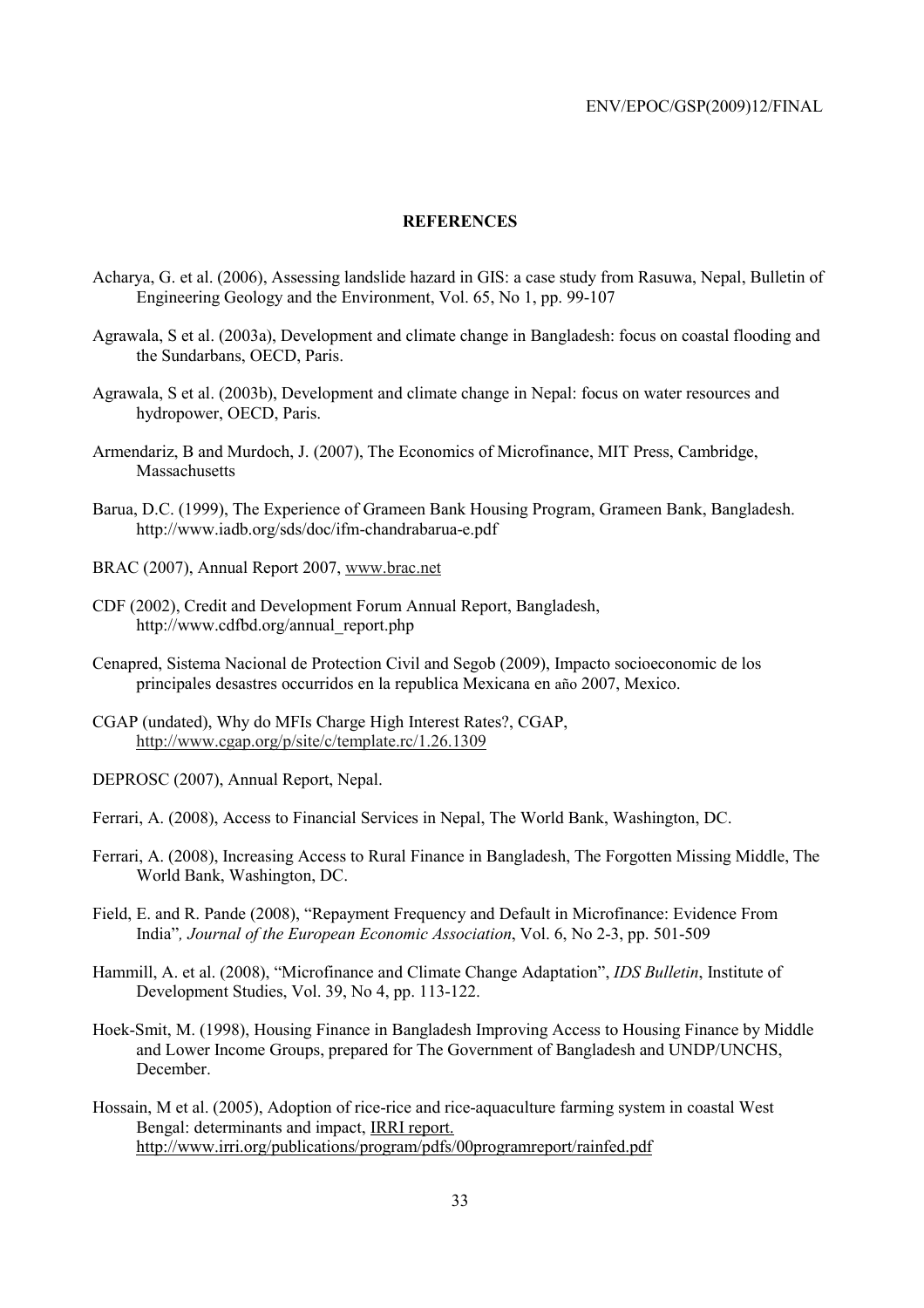## REFERENCES

Acharya, G. et al. (2006), Assessing landslide hazard in GIS: a case study from Rasuwa, Nepal, Bulletin of Engineering Geology and the Environment, Vol. 65, No 1, pp. 99-107

Agrawala, S et al. (2003a), Development and climate change in Bangladesh: focus on coastal flooding and the Sundarbans, OECD, Paris.

Agrawala, S et al. (2003b), Development and climate change in Nepal: focus on water resources and hydropower, OECD, Paris.

Armendariz, B and Murdoch, J. (2007), The Economics of Microfinance, MIT Press, Cambridge, Massachusetts

Barua, D.C. (1999), The Experience of Grameen Bank Housing Program, Grameen Bank, Bangladesh. http://www.iadb.org/sds/doc/ifm-chandrabarua-e.pdf

BRAC (2007), Annual Report 2007, www.brac.net

CDF (2002), Credit and Development Forum Annual Report, Bangladesh, http://www.cdfbd.org/annual_report.php

Cenapred, Sistema Nacional de Protection Civil and Segob (2009), Impacto socioeconomic de los principales desastres occurridos en la republica Mexicana en año 2007, Mexico.

CGAP (undated), Why do MFIs Charge High Interest Rates?, CGAP, http://www.cgap.org/p/site/c/template.rc/1.26.1309

DEPROSC (2007), Annual Report, Nepal.

Ferrari, A. (2008), Access to Financial Services in Nepal, The World Bank, Washington, DC.

Ferrari, A. (2008), Increasing Access to Rural Finance in Bangladesh, The Forgotten Missing Middle, The World Bank, Washington, DC.

Field, E. and R. Pande (2008), "Repayment Frequency and Default in Microfinance: Evidence From India"*, Journal of the European Economic Association*, Vol. 6, No 2-3, pp. 501-509

Hammill, A. et al. (2008), "Microfinance and Climate Change Adaptation", *IDS Bulletin*, Institute of Development Studies, Vol. 39, No 4, pp. 113-122.

Hoek-Smit, M. (1998), Housing Finance in Bangladesh Improving Access to Housing Finance by Middle and Lower Income Groups, prepared for The Government of Bangladesh and UNDP/UNCHS, December.

Hossain, M et al. (2005), Adoption of rice-rice and rice-aquaculture farming system in coastal West Bengal: determinants and impact, IRRI report. http://www.irri.org/publications/program/pdfs/00programreport/rainfed.pdf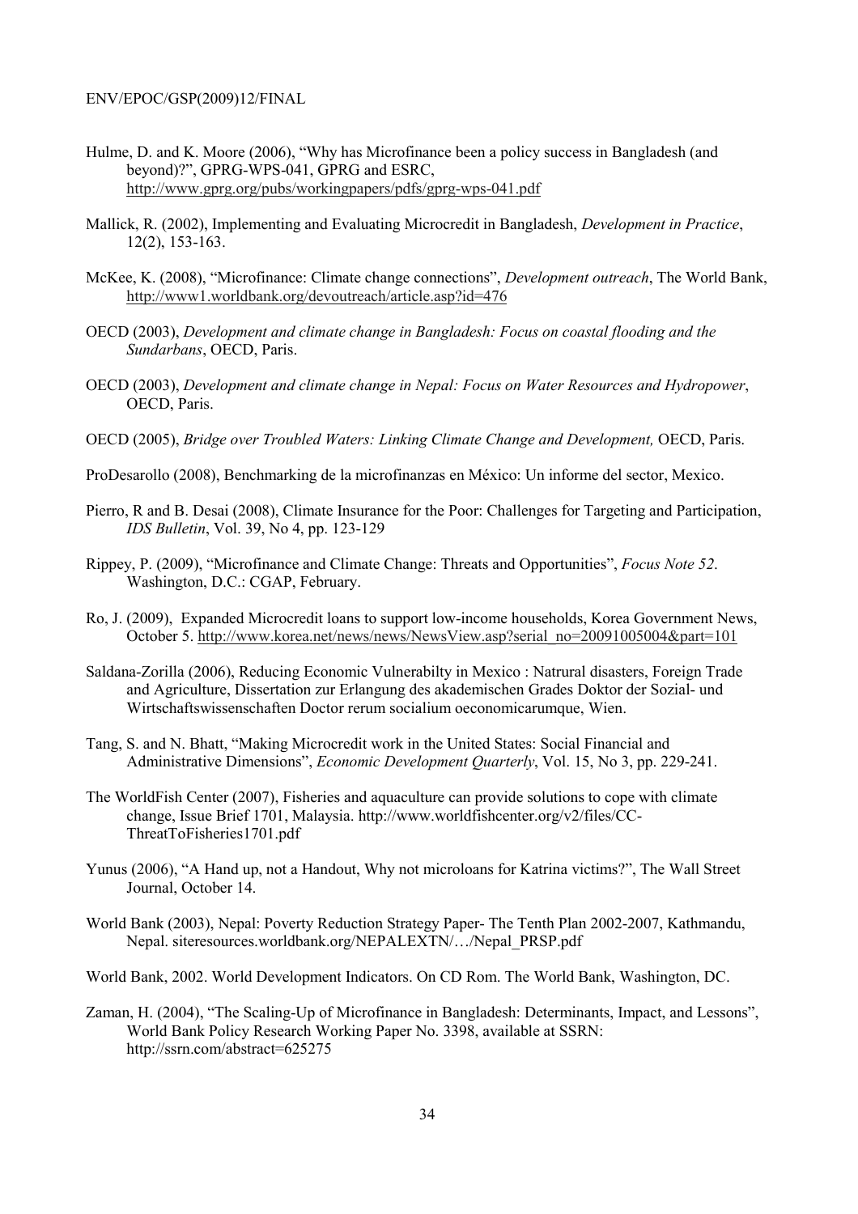Hulme, D. and K. Moore (2006), "Why has Microfinance been a policy success in Bangladesh (and beyond)?", GPRG-WPS-041, GPRG and ESRC, http://www.gprg.org/pubs/workingpapers/pdfs/gprg-wps-041.pdf

Mallick, R. (2002), Implementing and Evaluating Microcredit in Bangladesh, *Development in Practice*, 12(2), 153-163.

McKee, K. (2008), "Microfinance: Climate change connections", *Development outreach*, The World Bank, http://www1.worldbank.org/devoutreach/article.asp?id=476

OECD (2003), *Development and climate change in Bangladesh: Focus on coastal flooding and the Sundarbans*, OECD, Paris.

OECD (2003), *Development and climate change in Nepal: Focus on Water Resources and Hydropower*, OECD, Paris.

OECD (2005), *Bridge over Troubled Waters: Linking Climate Change and Development,* OECD, Paris.

ProDesarollo (2008), Benchmarking de la microfinanzas en México: Un informe del sector, Mexico.

Pierro, R and B. Desai (2008), Climate Insurance for the Poor: Challenges for Targeting and Participation, *IDS Bulletin*, Vol. 39, No 4, pp. 123-129

Rippey, P. (2009), "Microfinance and Climate Change: Threats and Opportunities", *Focus Note 52*. Washington, D.C.: CGAP, February.

Ro, J. (2009), Expanded Microcredit loans to support low-income households, Korea Government News, October 5. http://www.korea.net/news/news/NewsView.asp?serial_no=20091005004&part=101

Saldana-Zorilla (2006), Reducing Economic Vulnerabilty in Mexico : Natrural disasters, Foreign Trade and Agriculture, Dissertation zur Erlangung des akademischen Grades Doktor der Sozial- und Wirtschaftswissenschaften Doctor rerum socialium oeconomicarumque, Wien.

Tang, S. and N. Bhatt, "Making Microcredit work in the United States: Social Financial and Administrative Dimensions", *Economic Development Quarterly*, Vol. 15, No 3, pp. 229-241.

The WorldFish Center (2007), Fisheries and aquaculture can provide solutions to cope with climate change, Issue Brief 1701, Malaysia. http://www.worldfishcenter.org/v2/files/CC-ThreatToFisheries1701.pdf

Yunus (2006), "A Hand up, not a Handout, Why not microloans for Katrina victims?", The Wall Street Journal, October 14.

World Bank (2003), Nepal: Poverty Reduction Strategy Paper- The Tenth Plan 2002-2007, Kathmandu, Nepal. siteresources.worldbank.org/NEPALEXTN/…/Nepal_PRSP.pdf

World Bank, 2002. World Development Indicators. On CD Rom. The World Bank, Washington, DC.

Zaman, H. (2004), "The Scaling-Up of Microfinance in Bangladesh: Determinants, Impact, and Lessons", World Bank Policy Research Working Paper No. 3398, available at SSRN: http://ssrn.com/abstract=625275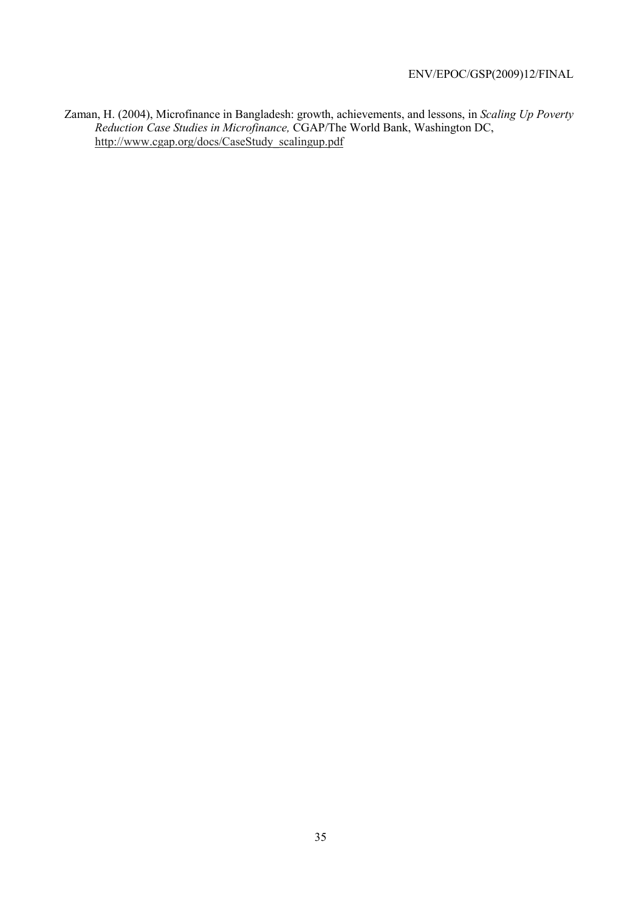Zaman, H. (2004), Microfinance in Bangladesh: growth, achievements, and lessons, in *Scaling Up Poverty Reduction Case Studies in Microfinance,* CGAP/The World Bank, Washington DC, http://www.cgap.org/docs/CaseStudy_scalingup.pdf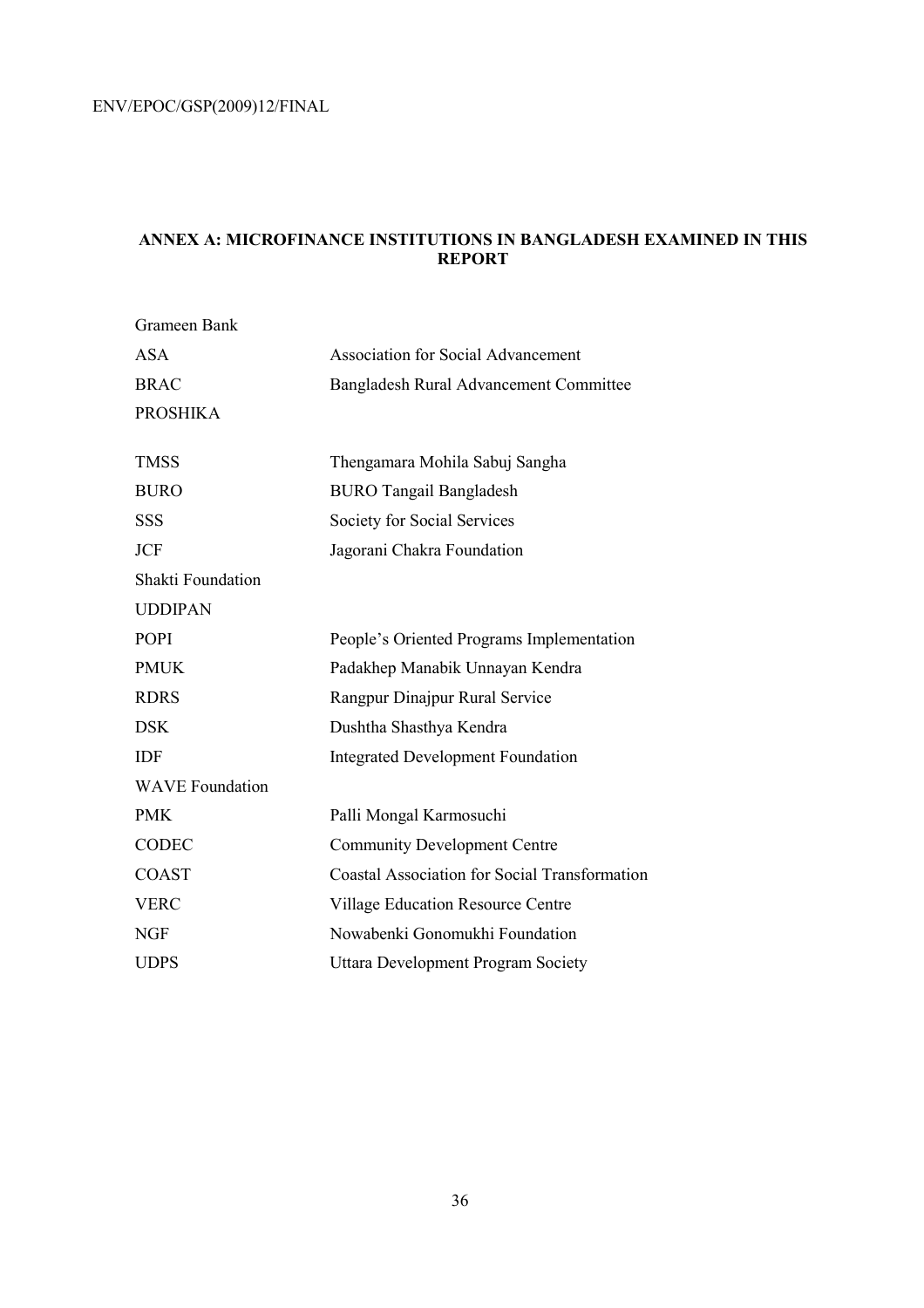## ANNEX A: MICROFINANCE INSTITUTIONS IN BANGLADESH EXAMINED IN THIS REPORT

| | |
|---|---|
| Grameen Bank | |
| ASA | Association for Social Advancement |
| BRAC | Bangladesh Rural Advancement Committee |
| PROSHIKA | |
| TMSS | Thengamara Mohila Sabuj Sangha |
| BURO | BURO Tangail Bangladesh |
| SSS | Society for Social Services |
| JCF | Jagorani Chakra Foundation |
| Shakti Foundation | |
| UDDIPAN | |
| POPI | People's Oriented Programs Implementation |
| PMUK | Padakhep Manabik Unnayan Kendra |
| RDRS | Rangpur Dinajpur Rural Service |
| DSK | Dushtha Shasthya Kendra |
| IDF | Integrated Development Foundation |
| WAVE Foundation | |
| PMK | Palli Mongal Karmosuchi |
| CODEC | Community Development Centre |
| COAST | Coastal Association for Social Transformation |
| VERC | Village Education Resource Centre |
| NGF | Nowabenki Gonomukhi Foundation |
| UDPS | Uttara Development Program Society |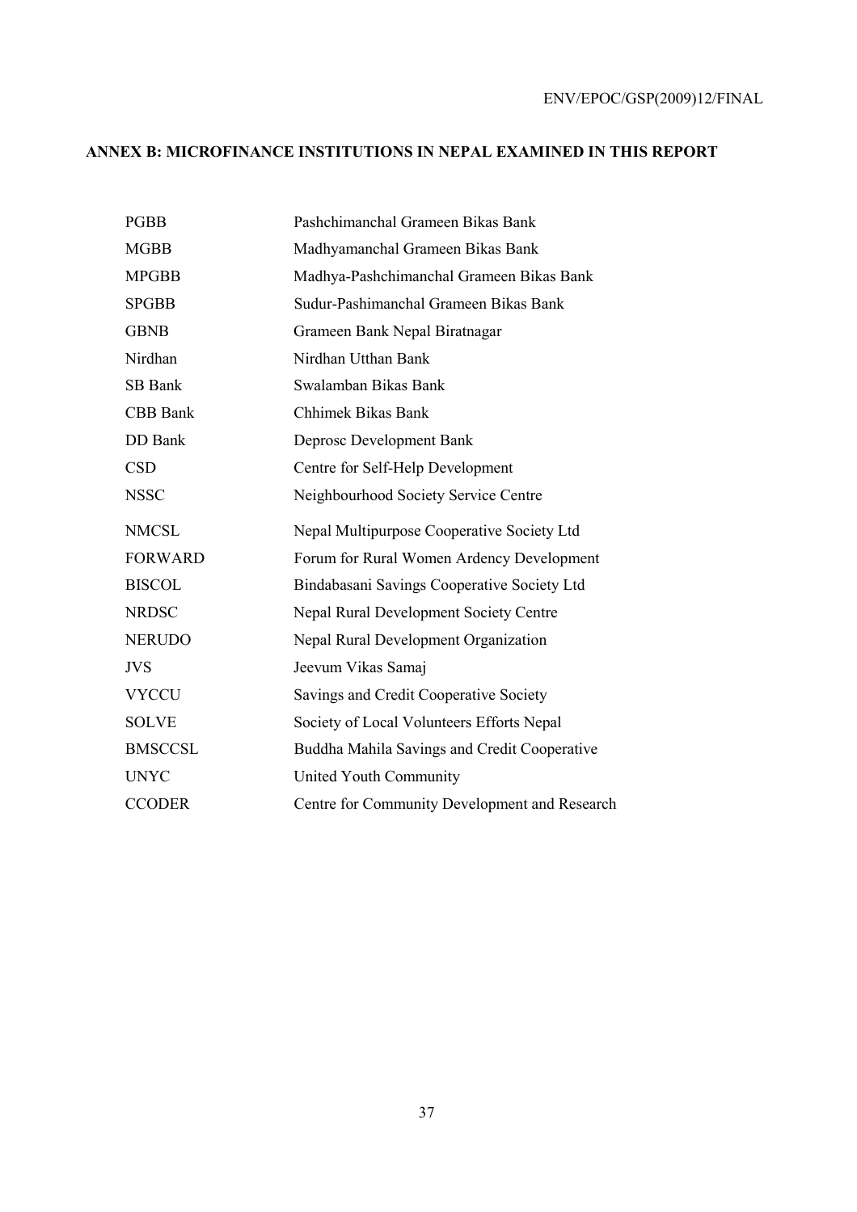## ANNEX B: MICROFINANCE INSTITUTIONS IN NEPAL EXAMINED IN THIS REPORT

| | |
|---|---|
| PGBB | Pashchimanchal Grameen Bikas Bank |
| MGBB | Madhyamanchal Grameen Bikas Bank |
| MPGBB | Madhya-Pashchimanchal Grameen Bikas Bank |
| SPGBB | Sudur-Pashimanchal Grameen Bikas Bank |
| GBNB | Grameen Bank Nepal Biratnagar |
| Nirdhan | Nirdhan Utthan Bank |
| SB Bank | Swalamban Bikas Bank |
| CBB Bank | Chhimek Bikas Bank |
| DD Bank | Deprosc Development Bank |
| CSD | Centre for Self-Help Development |
| NSSC | Neighbourhood Society Service Centre |
| NMCSL | Nepal Multipurpose Cooperative Society Ltd |
| FORWARD | Forum for Rural Women Ardency Development |
| BISCOL | Bindabasani Savings Cooperative Society Ltd |
| NRDSC | Nepal Rural Development Society Centre |
| NERUDO | Nepal Rural Development Organization |
| JVS | Jeevum Vikas Samaj |
| VYCCU | Savings and Credit Cooperative Society |
| SOLVE | Society of Local Volunteers Efforts Nepal |
| BMSCCSL | Buddha Mahila Savings and Credit Cooperative |
| UNYC | United Youth Community |
| CCODER | Centre for Community Development and Research |